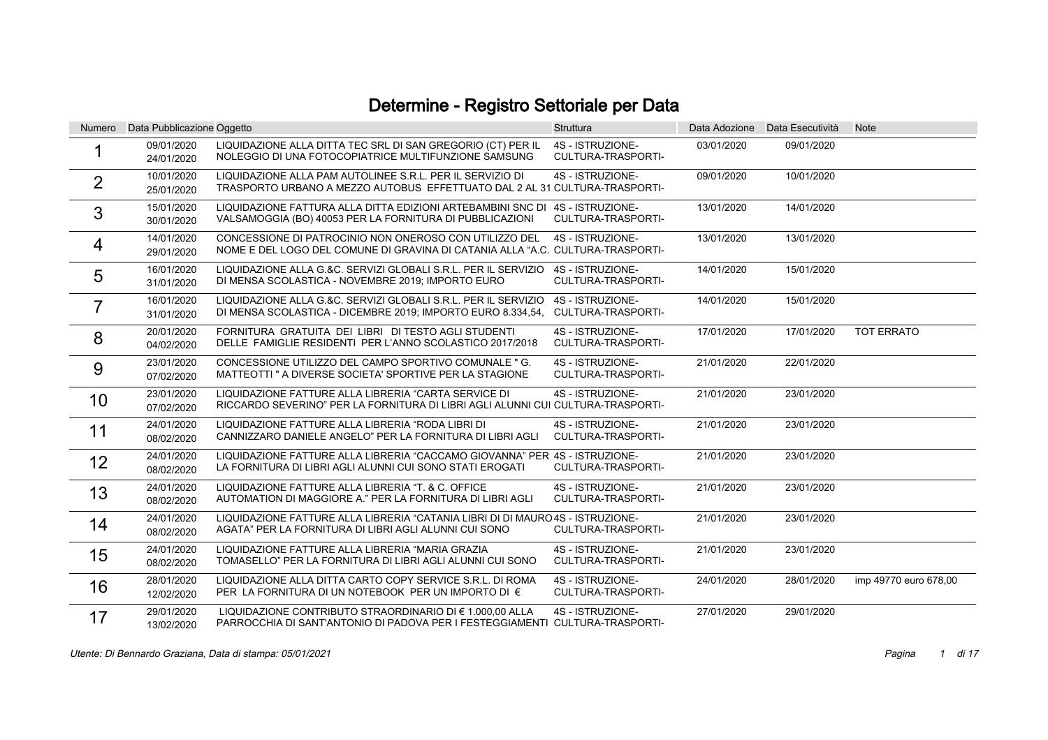# Determine - Registro Settoriale per Data

| Numero | Data Pubblicazione | Oggetto | Struttura | Data Adozione | Data Esecutività | Note |
|---|---|---|---|---|---|---|
| 1 | 09/01/2020<br>24/01/2020 | LIQUIDAZIONE ALLA DITTA TEC SRL DI SAN GREGORIO (CT) PER IL NOLEGGIO DI UNA FOTOCOPIATRICE MULTIFUNZIONE SAMSUNG | 4S - ISTRUZIONE-CULTURA-TRASPORTI- | 03/01/2020 | 09/01/2020 | |
| 2 | 10/01/2020<br>25/01/2020 | LIQUIDAZIONE ALLA PAM AUTOLINEE S.R.L. PER IL SERVIZIO DI TRASPORTO URBANO A MEZZO AUTOBUS EFFETTUATO DAL 2 AL 31 | 4S - ISTRUZIONE-CULTURA-TRASPORTI- | 09/01/2020 | 10/01/2020 | |
| 3 | 15/01/2020<br>30/01/2020 | LIQUIDAZIONE FATTURA ALLA DITTA EDIZIONI ARTEBAMBINI SNC DI VALSAMOGGIA (BO) 40053 PER LA FORNITURA DI PUBBLICAZIONI | 4S - ISTRUZIONE-CULTURA-TRASPORTI- | 13/01/2020 | 14/01/2020 | |
| 4 | 14/01/2020<br>29/01/2020 | CONCESSIONE DI PATROCINIO NON ONEROSO CON UTILIZZO DEL NOME E DEL LOGO DEL COMUNE DI GRAVINA DI CATANIA ALLA "A.C. | 4S - ISTRUZIONE-CULTURA-TRASPORTI- | 13/01/2020 | 13/01/2020 | |
| 5 | 16/01/2020<br>31/01/2020 | LIQUIDAZIONE ALLA G.&C. SERVIZI GLOBALI S.R.L. PER IL SERVIZIO DI MENSA SCOLASTICA - NOVEMBRE 2019; IMPORTO EURO | 4S - ISTRUZIONE-CULTURA-TRASPORTI- | 14/01/2020 | 15/01/2020 | |
| 7 | 16/01/2020<br>31/01/2020 | LIQUIDAZIONE ALLA G.&C. SERVIZI GLOBALI S.R.L. PER IL SERVIZIO DI MENSA SCOLASTICA - DICEMBRE 2019; IMPORTO EURO 8.334,54, | 4S - ISTRUZIONE-CULTURA-TRASPORTI- | 14/01/2020 | 15/01/2020 | |
| 8 | 20/01/2020<br>04/02/2020 | FORNITURA GRATUITA DEI LIBRI DI TESTO AGLI STUDENTI DELLE FAMIGLIE RESIDENTI PER L'ANNO SCOLASTICO 2017/2018 | 4S - ISTRUZIONE-CULTURA-TRASPORTI- | 17/01/2020 | 17/01/2020 | TOT ERRATO |
| 9 | 23/01/2020<br>07/02/2020 | CONCESSIONE UTILIZZO DEL CAMPO SPORTIVO COMUNALE " G. MATTEOTTI " A DIVERSE SOCIETA' SPORTIVE PER LA STAGIONE | 4S - ISTRUZIONE-CULTURA-TRASPORTI- | 21/01/2020 | 22/01/2020 | |
| 10 | 23/01/2020<br>07/02/2020 | LIQUIDAZIONE FATTURE ALLA LIBRERIA "CARTA SERVICE DI RICCARDO SEVERINO" PER LA FORNITURA DI LIBRI AGLI ALUNNI CUI | 4S - ISTRUZIONE-CULTURA-TRASPORTI- | 21/01/2020 | 23/01/2020 | |
| 11 | 24/01/2020<br>08/02/2020 | LIQUIDAZIONE FATTURE ALLA LIBRERIA "RODA LIBRI DI CANNIZZARO DANIELE ANGELO" PER LA FORNITURA DI LIBRI AGLI | 4S - ISTRUZIONE-CULTURA-TRASPORTI- | 21/01/2020 | 23/01/2020 | |
| 12 | 24/01/2020<br>08/02/2020 | LIQUIDAZIONE FATTURE ALLA LIBRERIA "CACCAMO GIOVANNA" PER LA FORNITURA DI LIBRI AGLI ALUNNI CUI SONO STATI EROGATI | 4S - ISTRUZIONE-CULTURA-TRASPORTI- | 21/01/2020 | 23/01/2020 | |
| 13 | 24/01/2020<br>08/02/2020 | LIQUIDAZIONE FATTURE ALLA LIBRERIA "T. & C. OFFICE AUTOMATION DI MAGGIORE A." PER LA FORNITURA DI LIBRI AGLI | 4S - ISTRUZIONE-CULTURA-TRASPORTI- | 21/01/2020 | 23/01/2020 | |
| 14 | 24/01/2020<br>08/02/2020 | LIQUIDAZIONE FATTURE ALLA LIBRERIA "CATANIA LIBRI DI DI MAURO AGATA" PER LA FORNITURA DI LIBRI AGLI ALUNNI CUI SONO | 4S - ISTRUZIONE-CULTURA-TRASPORTI- | 21/01/2020 | 23/01/2020 | |
| 15 | 24/01/2020<br>08/02/2020 | LIQUIDAZIONE FATTURE ALLA LIBRERIA "MARIA GRAZIA TOMASELLO" PER LA FORNITURA DI LIBRI AGLI ALUNNI CUI SONO | 4S - ISTRUZIONE-CULTURA-TRASPORTI- | 21/01/2020 | 23/01/2020 | |
| 16 | 28/01/2020<br>12/02/2020 | LIQUIDAZIONE ALLA DITTA CARTO COPY SERVICE S.R.L. DI ROMA PER LA FORNITURA DI UN NOTEBOOK PER UN IMPORTO DI € | 4S - ISTRUZIONE-CULTURA-TRASPORTI- | 24/01/2020 | 28/01/2020 | imp 49770 euro 678,00 |
| 17 | 29/01/2020<br>13/02/2020 | LIQUIDAZIONE CONTRIBUTO STRAORDINARIO DI € 1.000,00 ALLA PARROCCHIA DI SANT'ANTONIO DI PADOVA PER I FESTEGGIAMENTI | 4S - ISTRUZIONE-CULTURA-TRASPORTI- | 27/01/2020 | 29/01/2020 | |

*Utente: Di Bennardo Graziana, Data di stampa: 05/01/2021*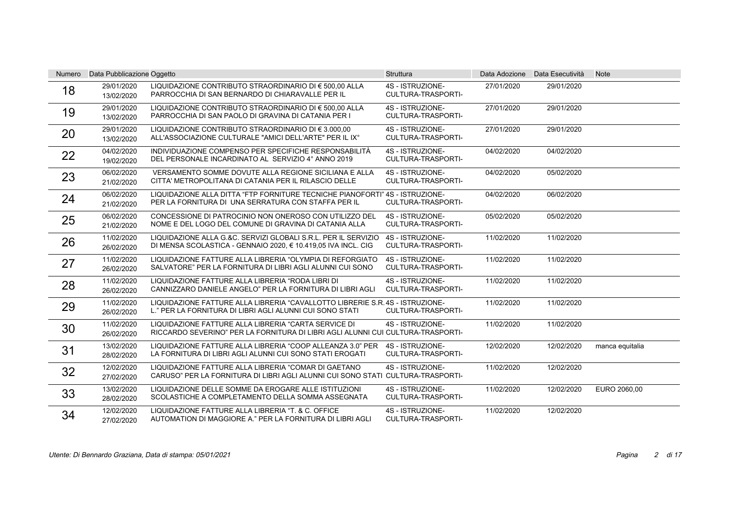| Numero | Data Pubblicazione | Oggetto | Struttura | Data Adozione | Data Esecutività | Note |
|---|---|---|---|---|---|---|
| 18 | 29/01/2020<br>13/02/2020 | LIQUIDAZIONE CONTRIBUTO STRAORDINARIO DI € 500,00 ALLA PARROCCHIA DI SAN BERNARDO DI CHIARAVALLE PER IL | 4S - ISTRUZIONE-CULTURA-TRASPORTI- | 27/01/2020 | 29/01/2020 | |
| 19 | 29/01/2020<br>13/02/2020 | LIQUIDAZIONE CONTRIBUTO STRAORDINARIO DI € 500,00 ALLA PARROCCHIA DI SAN PAOLO DI GRAVINA DI CATANIA PER I | 4S - ISTRUZIONE-CULTURA-TRASPORTI- | 27/01/2020 | 29/01/2020 | |
| 20 | 29/01/2020<br>13/02/2020 | LIQUIDAZIONE CONTRIBUTO STRAORDINARIO DI € 3.000,00 ALL'ASSOCIAZIONE CULTURALE "AMICI DELL'ARTE" PER IL IX° | 4S - ISTRUZIONE-CULTURA-TRASPORTI- | 27/01/2020 | 29/01/2020 | |
| 22 | 04/02/2020<br>19/02/2020 | INDIVIDUAZIONE COMPENSO PER SPECIFICHE RESPONSABILITÀ DEL PERSONALE INCARDINATO AL SERVIZIO 4° ANNO 2019 | 4S - ISTRUZIONE-CULTURA-TRASPORTI- | 04/02/2020 | 04/02/2020 | |
| 23 | 06/02/2020<br>21/02/2020 | VERSAMENTO SOMME DOVUTE ALLA REGIONE SICILIANA E ALLA CITTA' METROPOLITANA DI CATANIA PER IL RILASCIO DELLE | 4S - ISTRUZIONE-CULTURA-TRASPORTI- | 04/02/2020 | 05/02/2020 | |
| 24 | 06/02/2020<br>21/02/2020 | LIQUIDAZIONE ALLA DITTA "FTP FORNITURE TECNICHE PIANOFORTI" PER LA FORNITURA DI UNA SERRATURA CON STAFFA PER IL | 4S - ISTRUZIONE-CULTURA-TRASPORTI- | 04/02/2020 | 06/02/2020 | |
| 25 | 06/02/2020<br>21/02/2020 | CONCESSIONE DI PATROCINIO NON ONEROSO CON UTILIZZO DEL NOME E DEL LOGO DEL COMUNE DI GRAVINA DI CATANIA ALLA | 4S - ISTRUZIONE-CULTURA-TRASPORTI- | 05/02/2020 | 05/02/2020 | |
| 26 | 11/02/2020<br>26/02/2020 | LIQUIDAZIONE ALLA G.&C. SERVIZI GLOBALI S.R.L. PER IL SERVIZIO DI MENSA SCOLASTICA - GENNAIO 2020, € 10.419,05 IVA INCL. CIG | 4S - ISTRUZIONE-CULTURA-TRASPORTI- | 11/02/2020 | 11/02/2020 | |
| 27 | 11/02/2020<br>26/02/2020 | LIQUIDAZIONE FATTURE ALLA LIBRERIA "OLYMPIA DI REFORGIATO SALVATORE" PER LA FORNITURA DI LIBRI AGLI ALUNNI CUI SONO | 4S - ISTRUZIONE-CULTURA-TRASPORTI- | 11/02/2020 | 11/02/2020 | |
| 28 | 11/02/2020<br>26/02/2020 | LIQUIDAZIONE FATTURE ALLA LIBRERIA "RODA LIBRI DI CANNIZZARO DANIELE ANGELO" PER LA FORNITURA DI LIBRI AGLI | 4S - ISTRUZIONE-CULTURA-TRASPORTI- | 11/02/2020 | 11/02/2020 | |
| 29 | 11/02/2020<br>26/02/2020 | LIQUIDAZIONE FATTURE ALLA LIBRERIA "CAVALLOTTO LIBRERIE S.R.L." PER LA FORNITURA DI LIBRI AGLI ALUNNI CUI SONO STATI | 4S - ISTRUZIONE-CULTURA-TRASPORTI- | 11/02/2020 | 11/02/2020 | |
| 30 | 11/02/2020<br>26/02/2020 | LIQUIDAZIONE FATTURE ALLA LIBRERIA "CARTA SERVICE DI RICCARDO SEVERINO" PER LA FORNITURA DI LIBRI AGLI ALUNNI CUI | 4S - ISTRUZIONE-CULTURA-TRASPORTI- | 11/02/2020 | 11/02/2020 | |
| 31 | 13/02/2020<br>28/02/2020 | LIQUIDAZIONE FATTURE ALLA LIBRERIA "COOP ALLEANZA 3.0" PER LA FORNITURA DI LIBRI AGLI ALUNNI CUI SONO STATI EROGATI | 4S - ISTRUZIONE-CULTURA-TRASPORTI- | 12/02/2020 | 12/02/2020 | manca equitalia |
| 32 | 12/02/2020<br>27/02/2020 | LIQUIDAZIONE FATTURE ALLA LIBRERIA "COMAR DI GAETANO CARUSO" PER LA FORNITURA DI LIBRI AGLI ALUNNI CUI SONO STATI | 4S - ISTRUZIONE-CULTURA-TRASPORTI- | 11/02/2020 | 12/02/2020 | |
| 33 | 13/02/2020<br>28/02/2020 | LIQUIDAZIONE DELLE SOMME DA EROGARE ALLE ISTITUZIONI SCOLASTICHE A COMPLETAMENTO DELLA SOMMA ASSEGNATA | 4S - ISTRUZIONE-CULTURA-TRASPORTI- | 11/02/2020 | 12/02/2020 | EURO 2060,00 |
| 34 | 12/02/2020<br>27/02/2020 | LIQUIDAZIONE FATTURE ALLA LIBRERIA "T. & C. OFFICE AUTOMATION DI MAGGIORE A." PER LA FORNITURA DI LIBRI AGLI | 4S - ISTRUZIONE-CULTURA-TRASPORTI- | 11/02/2020 | 12/02/2020 | |

*Utente: Di Bennardo Graziana, Data di stampa: 05/01/2021*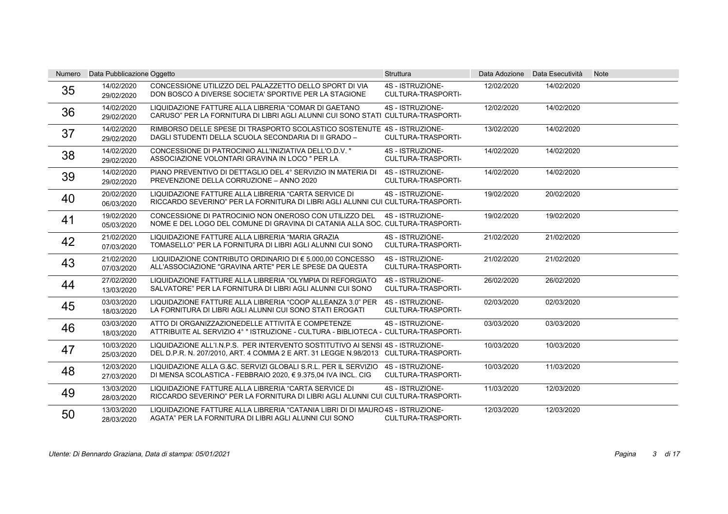| Numero | Data Pubblicazione | Oggetto | Struttura | Data Adozione | Data Esecutività | Note |
|---|---|---|---|---|---|---|
| 35 | 14/02/2020 29/02/2020 | CONCESSIONE UTILIZZO DEL PALAZZETTO DELLO SPORT DI VIA DON BOSCO A DIVERSE SOCIETA' SPORTIVE PER LA STAGIONE | 4S - ISTRUZIONE- CULTURA-TRASPORTI- | 12/02/2020 | 14/02/2020 | |
| 36 | 14/02/2020 29/02/2020 | LIQUIDAZIONE FATTURE ALLA LIBRERIA "COMAR DI GAETANO CARUSO" PER LA FORNITURA DI LIBRI AGLI ALUNNI CUI SONO STATI | 4S - ISTRUZIONE- CULTURA-TRASPORTI- | 12/02/2020 | 14/02/2020 | |
| 37 | 14/02/2020 29/02/2020 | RIMBORSO DELLE SPESE DI TRASPORTO SCOLASTICO SOSTENUTE DAGLI STUDENTI DELLA SCUOLA SECONDARIA DI II GRADO – | 4S - ISTRUZIONE- CULTURA-TRASPORTI- | 13/02/2020 | 14/02/2020 | |
| 38 | 14/02/2020 29/02/2020 | CONCESSIONE DI PATROCINIO ALL'INIZIATIVA DELL'O.D.V. " ASSOCIAZIONE VOLONTARI GRAVINA IN LOCO " PER LA | 4S - ISTRUZIONE- CULTURA-TRASPORTI- | 14/02/2020 | 14/02/2020 | |
| 39 | 14/02/2020 29/02/2020 | PIANO PREVENTIVO DI DETTAGLIO DEL 4° SERVIZIO IN MATERIA DI PREVENZIONE DELLA CORRUZIONE – ANNO 2020 | 4S - ISTRUZIONE- CULTURA-TRASPORTI- | 14/02/2020 | 14/02/2020 | |
| 40 | 20/02/2020 06/03/2020 | LIQUIDAZIONE FATTURE ALLA LIBRERIA "CARTA SERVICE DI RICCARDO SEVERINO" PER LA FORNITURA DI LIBRI AGLI ALUNNI CUI | 4S - ISTRUZIONE- CULTURA-TRASPORTI- | 19/02/2020 | 20/02/2020 | |
| 41 | 19/02/2020 05/03/2020 | CONCESSIONE DI PATROCINIO NON ONEROSO CON UTILIZZO DEL NOME E DEL LOGO DEL COMUNE DI GRAVINA DI CATANIA ALLA SOC. | 4S - ISTRUZIONE- CULTURA-TRASPORTI- | 19/02/2020 | 19/02/2020 | |
| 42 | 21/02/2020 07/03/2020 | LIQUIDAZIONE FATTURE ALLA LIBRERIA "MARIA GRAZIA TOMASELLO" PER LA FORNITURA DI LIBRI AGLI ALUNNI CUI SONO | 4S - ISTRUZIONE- CULTURA-TRASPORTI- | 21/02/2020 | 21/02/2020 | |
| 43 | 21/02/2020 07/03/2020 | LIQUIDAZIONE CONTRIBUTO ORDINARIO DI € 5.000,00 CONCESSO ALL'ASSOCIAZIONE "GRAVINA ARTE" PER LE SPESE DA QUESTA | 4S - ISTRUZIONE- CULTURA-TRASPORTI- | 21/02/2020 | 21/02/2020 | |
| 44 | 27/02/2020 13/03/2020 | LIQUIDAZIONE FATTURE ALLA LIBRERIA "OLYMPIA DI REFORGIATO SALVATORE" PER LA FORNITURA DI LIBRI AGLI ALUNNI CUI SONO | 4S - ISTRUZIONE- CULTURA-TRASPORTI- | 26/02/2020 | 26/02/2020 | |
| 45 | 03/03/2020 18/03/2020 | LIQUIDAZIONE FATTURE ALLA LIBRERIA "COOP ALLEANZA 3.0" PER LA FORNITURA DI LIBRI AGLI ALUNNI CUI SONO STATI EROGATI | 4S - ISTRUZIONE- CULTURA-TRASPORTI- | 02/03/2020 | 02/03/2020 | |
| 46 | 03/03/2020 18/03/2020 | ATTO DI ORGANIZZAZIONEDELLE ATTIVITÀ E COMPETENZE ATTRIBUITE AL SERVIZIO 4° " ISTRUZIONE - CULTURA - BIBLIOTECA - | 4S - ISTRUZIONE- CULTURA-TRASPORTI- | 03/03/2020 | 03/03/2020 | |
| 47 | 10/03/2020 25/03/2020 | LIQUIDAZIONE ALL'I.N.P.S. PER INTERVENTO SOSTITUTIVO AI SENSI DEL D.P.R. N. 207/2010, ART. 4 COMMA 2 E ART. 31 LEGGE N.98/2013 | 4S - ISTRUZIONE- CULTURA-TRASPORTI- | 10/03/2020 | 10/03/2020 | |
| 48 | 12/03/2020 27/03/2020 | LIQUIDAZIONE ALLA G.&C. SERVIZI GLOBALI S.R.L. PER IL SERVIZIO DI MENSA SCOLASTICA - FEBBRAIO 2020, € 9.375,04 IVA INCL. CIG | 4S - ISTRUZIONE- CULTURA-TRASPORTI- | 10/03/2020 | 11/03/2020 | |
| 49 | 13/03/2020 28/03/2020 | LIQUIDAZIONE FATTURE ALLA LIBRERIA "CARTA SERVICE DI RICCARDO SEVERINO" PER LA FORNITURA DI LIBRI AGLI ALUNNI CUI | 4S - ISTRUZIONE- CULTURA-TRASPORTI- | 11/03/2020 | 12/03/2020 | |
| 50 | 13/03/2020 28/03/2020 | LIQUIDAZIONE FATTURE ALLA LIBRERIA "CATANIA LIBRI DI DI MAURO AGATA" PER LA FORNITURA DI LIBRI AGLI ALUNNI CUI SONO | 4S - ISTRUZIONE- CULTURA-TRASPORTI- | 12/03/2020 | 12/03/2020 | |

*Utente: Di Bennardo Graziana, Data di stampa: 05/01/2021*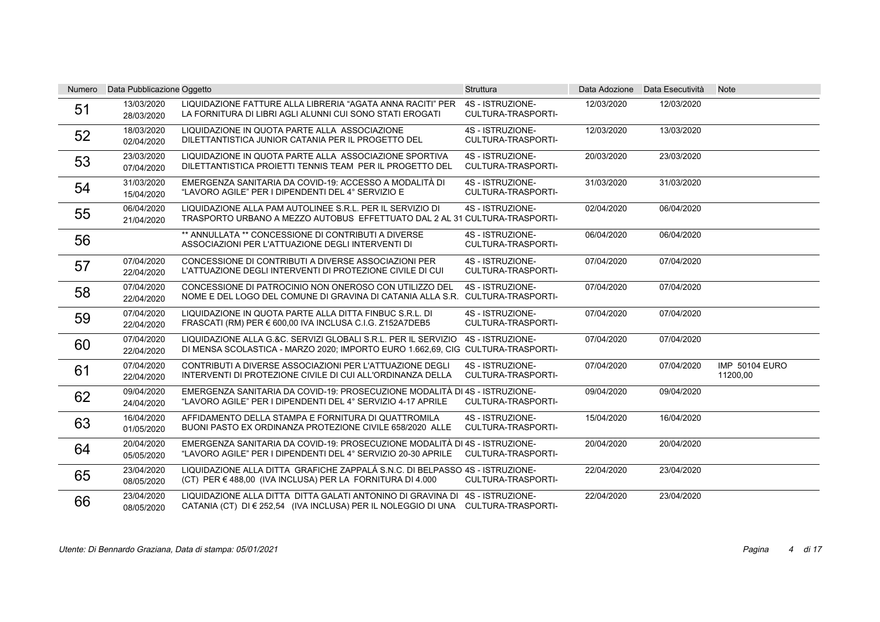| Numero | Data Pubblicazione | Oggetto | Struttura | Data Adozione | Data Esecutività | Note |
|---|---|---|---|---|---|---|
| 51 | 13/03/2020<br>28/03/2020 | LIQUIDAZIONE FATTURE ALLA LIBRERIA "AGATA ANNA RACITI" PER LA FORNITURA DI LIBRI AGLI ALUNNI CUI SONO STATI EROGATI | 4S - ISTRUZIONE-CULTURA-TRASPORTI- | 12/03/2020 | 12/03/2020 | |
| 52 | 18/03/2020<br>02/04/2020 | LIQUIDAZIONE IN QUOTA PARTE ALLA ASSOCIAZIONE DILETTANTISTICA JUNIOR CATANIA PER IL PROGETTO DEL | 4S - ISTRUZIONE-CULTURA-TRASPORTI- | 12/03/2020 | 13/03/2020 | |
| 53 | 23/03/2020<br>07/04/2020 | LIQUIDAZIONE IN QUOTA PARTE ALLA ASSOCIAZIONE SPORTIVA DILETTANTISTICA PROIETTI TENNIS TEAM PER IL PROGETTO DEL | 4S - ISTRUZIONE-CULTURA-TRASPORTI- | 20/03/2020 | 23/03/2020 | |
| 54 | 31/03/2020<br>15/04/2020 | EMERGENZA SANITARIA DA COVID-19: ACCESSO A MODALITÀ DI "LAVORO AGILE" PER I DIPENDENTI DEL 4° SERVIZIO E | 4S - ISTRUZIONE-CULTURA-TRASPORTI- | 31/03/2020 | 31/03/2020 | |
| 55 | 06/04/2020<br>21/04/2020 | LIQUIDAZIONE ALLA PAM AUTOLINEE S.R.L. PER IL SERVIZIO DI TRASPORTO URBANO A MEZZO AUTOBUS EFFETTUATO DAL 2 AL 31 | 4S - ISTRUZIONE-CULTURA-TRASPORTI- | 02/04/2020 | 06/04/2020 | |
| 56 | | ** ANNULLATA ** CONCESSIONE DI CONTRIBUTI A DIVERSE ASSOCIAZIONI PER L'ATTUAZIONE DEGLI INTERVENTI DI | 4S - ISTRUZIONE-CULTURA-TRASPORTI- | 06/04/2020 | 06/04/2020 | |
| 57 | 07/04/2020<br>22/04/2020 | CONCESSIONE DI CONTRIBUTI A DIVERSE ASSOCIAZIONI PER L'ATTUAZIONE DEGLI INTERVENTI DI PROTEZIONE CIVILE DI CUI | 4S - ISTRUZIONE-CULTURA-TRASPORTI- | 07/04/2020 | 07/04/2020 | |
| 58 | 07/04/2020<br>22/04/2020 | CONCESSIONE DI PATROCINIO NON ONEROSO CON UTILIZZO DEL NOME E DEL LOGO DEL COMUNE DI GRAVINA DI CATANIA ALLA S.R. | 4S - ISTRUZIONE-CULTURA-TRASPORTI- | 07/04/2020 | 07/04/2020 | |
| 59 | 07/04/2020<br>22/04/2020 | LIQUIDAZIONE IN QUOTA PARTE ALLA DITTA FINBUC S.R.L. DI FRASCATI (RM) PER € 600,00 IVA INCLUSA C.I.G. Z152A7DEB5 | 4S - ISTRUZIONE-CULTURA-TRASPORTI- | 07/04/2020 | 07/04/2020 | |
| 60 | 07/04/2020<br>22/04/2020 | LIQUIDAZIONE ALLA G.&C. SERVIZI GLOBALI S.R.L. PER IL SERVIZIO DI MENSA SCOLASTICA - MARZO 2020; IMPORTO EURO 1.662,69, CIG | 4S - ISTRUZIONE-CULTURA-TRASPORTI- | 07/04/2020 | 07/04/2020 | |
| 61 | 07/04/2020<br>22/04/2020 | CONTRIBUTI A DIVERSE ASSOCIAZIONI PER L'ATTUAZIONE DEGLI INTERVENTI DI PROTEZIONE CIVILE DI CUI ALL'ORDINANZA DELLA | 4S - ISTRUZIONE-CULTURA-TRASPORTI- | 07/04/2020 | 07/04/2020 | IMP 50104 EURO 11200,00 |
| 62 | 09/04/2020<br>24/04/2020 | EMERGENZA SANITARIA DA COVID-19: PROSECUZIONE MODALITÀ DI "LAVORO AGILE" PER I DIPENDENTI DEL 4° SERVIZIO 4-17 APRILE | 4S - ISTRUZIONE-CULTURA-TRASPORTI- | 09/04/2020 | 09/04/2020 | |
| 63 | 16/04/2020<br>01/05/2020 | AFFIDAMENTO DELLA STAMPA E FORNITURA DI QUATTROMILA BUONI PASTO EX ORDINANZA PROTEZIONE CIVILE 658/2020 ALLE | 4S - ISTRUZIONE-CULTURA-TRASPORTI- | 15/04/2020 | 16/04/2020 | |
| 64 | 20/04/2020<br>05/05/2020 | EMERGENZA SANITARIA DA COVID-19: PROSECUZIONE MODALITÀ DI "LAVORO AGILE" PER I DIPENDENTI DEL 4° SERVIZIO 20-30 APRILE | 4S - ISTRUZIONE-CULTURA-TRASPORTI- | 20/04/2020 | 20/04/2020 | |
| 65 | 23/04/2020<br>08/05/2020 | LIQUIDAZIONE ALLA DITTA GRAFICHE ZAPPALÁ S.N.C. DI BELPASSO (CT) PER € 488,00 (IVA INCLUSA) PER LA FORNITURA DI 4.000 | 4S - ISTRUZIONE-CULTURA-TRASPORTI- | 22/04/2020 | 23/04/2020 | |
| 66 | 23/04/2020<br>08/05/2020 | LIQUIDAZIONE ALLA DITTA DITTA GALATI ANTONINO DI GRAVINA DI CATANIA (CT) DI € 252,54 (IVA INCLUSA) PER IL NOLEGGIO DI UNA | 4S - ISTRUZIONE-CULTURA-TRASPORTI- | 22/04/2020 | 23/04/2020 | |

*Utente: Di Bennardo Graziana, Data di stampa: 05/01/2021*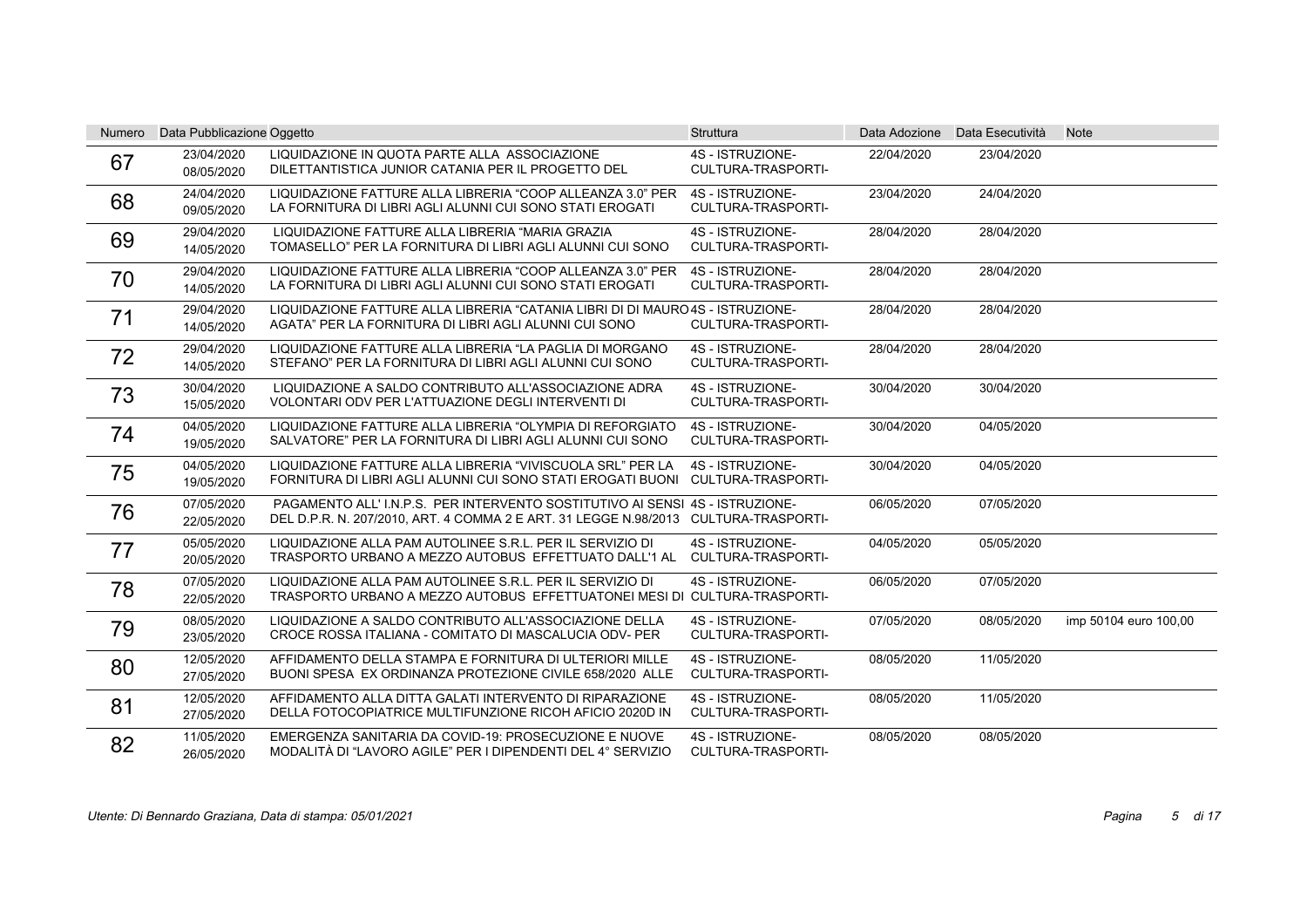| Numero | Data Pubblicazione | Oggetto | Struttura | Data Adozione | Data Esecutività | Note |
|---|---|---|---|---|---|---|
| 67 | 23/04/2020 08/05/2020 | LIQUIDAZIONE IN QUOTA PARTE ALLA ASSOCIAZIONE DILETTANTISTICA JUNIOR CATANIA PER IL PROGETTO DEL | 4S - ISTRUZIONE-CULTURA-TRASPORTI- | 22/04/2020 | 23/04/2020 | |
| 68 | 24/04/2020 09/05/2020 | LIQUIDAZIONE FATTURE ALLA LIBRERIA "COOP ALLEANZA 3.0" PER LA FORNITURA DI LIBRI AGLI ALUNNI CUI SONO STATI EROGATI | 4S - ISTRUZIONE-CULTURA-TRASPORTI- | 23/04/2020 | 24/04/2020 | |
| 69 | 29/04/2020 14/05/2020 | LIQUIDAZIONE FATTURE ALLA LIBRERIA "MARIA GRAZIA TOMASELLO" PER LA FORNITURA DI LIBRI AGLI ALUNNI CUI SONO | 4S - ISTRUZIONE-CULTURA-TRASPORTI- | 28/04/2020 | 28/04/2020 | |
| 70 | 29/04/2020 14/05/2020 | LIQUIDAZIONE FATTURE ALLA LIBRERIA "COOP ALLEANZA 3.0" PER LA FORNITURA DI LIBRI AGLI ALUNNI CUI SONO STATI EROGATI | 4S - ISTRUZIONE-CULTURA-TRASPORTI- | 28/04/2020 | 28/04/2020 | |
| 71 | 29/04/2020 14/05/2020 | LIQUIDAZIONE FATTURE ALLA LIBRERIA "CATANIA LIBRI DI DI MAURO AGATA" PER LA FORNITURA DI LIBRI AGLI ALUNNI CUI SONO | 4S - ISTRUZIONE-CULTURA-TRASPORTI- | 28/04/2020 | 28/04/2020 | |
| 72 | 29/04/2020 14/05/2020 | LIQUIDAZIONE FATTURE ALLA LIBRERIA "LA PAGLIA DI MORGANO STEFANO" PER LA FORNITURA DI LIBRI AGLI ALUNNI CUI SONO | 4S - ISTRUZIONE-CULTURA-TRASPORTI- | 28/04/2020 | 28/04/2020 | |
| 73 | 30/04/2020 15/05/2020 | LIQUIDAZIONE A SALDO CONTRIBUTO ALL'ASSOCIAZIONE ADRA VOLONTARI ODV PER L'ATTUAZIONE DEGLI INTERVENTI DI | 4S - ISTRUZIONE-CULTURA-TRASPORTI- | 30/04/2020 | 30/04/2020 | |
| 74 | 04/05/2020 19/05/2020 | LIQUIDAZIONE FATTURE ALLA LIBRERIA "OLYMPIA DI REFORGIATO SALVATORE" PER LA FORNITURA DI LIBRI AGLI ALUNNI CUI SONO | 4S - ISTRUZIONE-CULTURA-TRASPORTI- | 30/04/2020 | 04/05/2020 | |
| 75 | 04/05/2020 19/05/2020 | LIQUIDAZIONE FATTURE ALLA LIBRERIA "VIVISCUOLA SRL" PER LA FORNITURA DI LIBRI AGLI ALUNNI CUI SONO STATI EROGATI BUONI | 4S - ISTRUZIONE-CULTURA-TRASPORTI- | 30/04/2020 | 04/05/2020 | |
| 76 | 07/05/2020 22/05/2020 | PAGAMENTO ALL' I.N.P.S. PER INTERVENTO SOSTITUTIVO AI SENSI DEL D.P.R. N. 207/2010, ART. 4 COMMA 2 E ART. 31 LEGGE N.98/2013 | 4S - ISTRUZIONE-CULTURA-TRASPORTI- | 06/05/2020 | 07/05/2020 | |
| 77 | 05/05/2020 20/05/2020 | LIQUIDAZIONE ALLA PAM AUTOLINEE S.R.L. PER IL SERVIZIO DI TRASPORTO URBANO A MEZZO AUTOBUS EFFETTUATO DALL'1 AL | 4S - ISTRUZIONE-CULTURA-TRASPORTI- | 04/05/2020 | 05/05/2020 | |
| 78 | 07/05/2020 22/05/2020 | LIQUIDAZIONE ALLA PAM AUTOLINEE S.R.L. PER IL SERVIZIO DI TRASPORTO URBANO A MEZZO AUTOBUS EFFETTUATONEI MESI DI | 4S - ISTRUZIONE-CULTURA-TRASPORTI- | 06/05/2020 | 07/05/2020 | |
| 79 | 08/05/2020 23/05/2020 | LIQUIDAZIONE A SALDO CONTRIBUTO ALL'ASSOCIAZIONE DELLA CROCE ROSSA ITALIANA - COMITATO DI MASCALUCIA ODV- PER | 4S - ISTRUZIONE-CULTURA-TRASPORTI- | 07/05/2020 | 08/05/2020 | imp 50104 euro 100,00 |
| 80 | 12/05/2020 27/05/2020 | AFFIDAMENTO DELLA STAMPA E FORNITURA DI ULTERIORI MILLE BUONI SPESA EX ORDINANZA PROTEZIONE CIVILE 658/2020 ALLE | 4S - ISTRUZIONE-CULTURA-TRASPORTI- | 08/05/2020 | 11/05/2020 | |
| 81 | 12/05/2020 27/05/2020 | AFFIDAMENTO ALLA DITTA GALATI INTERVENTO DI RIPARAZIONE DELLA FOTOCOPIATRICE MULTIFUNZIONE RICOH AFICIO 2020D IN | 4S - ISTRUZIONE-CULTURA-TRASPORTI- | 08/05/2020 | 11/05/2020 | |
| 82 | 11/05/2020 26/05/2020 | EMERGENZA SANITARIA DA COVID-19: PROSECUZIONE E NUOVE MODALITÀ DI "LAVORO AGILE" PER I DIPENDENTI DEL 4° SERVIZIO | 4S - ISTRUZIONE-CULTURA-TRASPORTI- | 08/05/2020 | 08/05/2020 | |

*Utente: Di Bennardo Graziana, Data di stampa: 05/01/2021*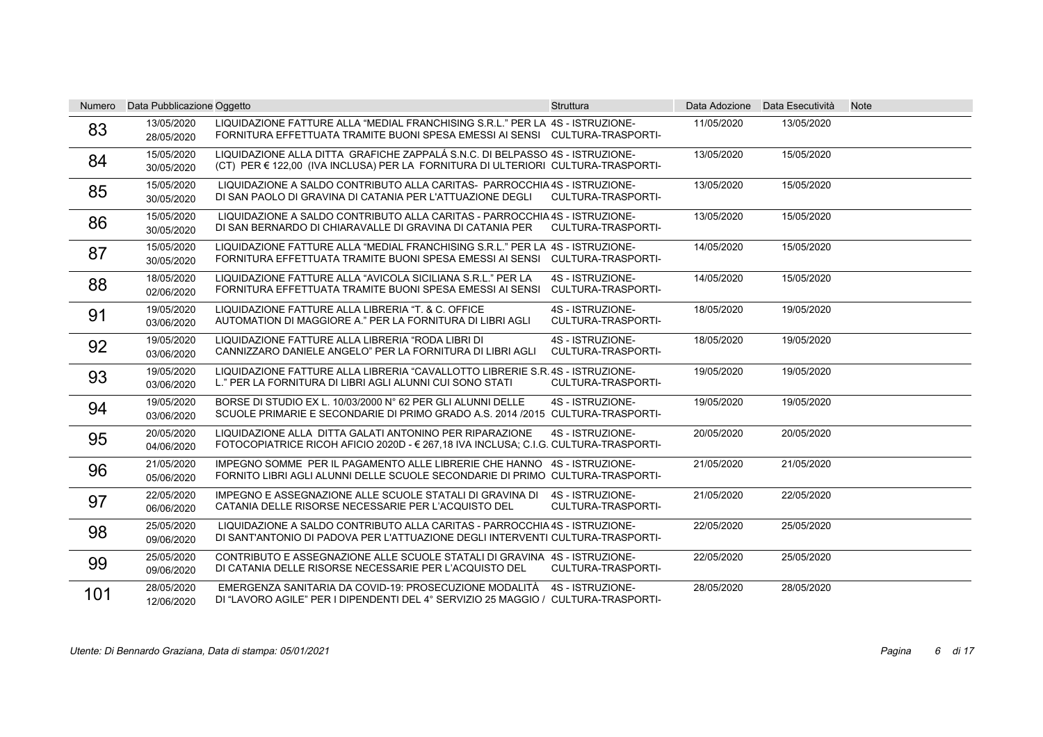| Numero | Data Pubblicazione | Oggetto | Struttura | Data Adozione | Data Esecutività | Note |
|---|---|---|---|---|---|---|
| 83 | 13/05/2020 28/05/2020 | LIQUIDAZIONE FATTURE ALLA “MEDIAL FRANCHISING S.R.L.” PER LA FORNITURA EFFETTUATA TRAMITE BUONI SPESA EMESSI AI SENSI | 4S - ISTRUZIONE-CULTURA-TRASPORTI- | 11/05/2020 | 13/05/2020 | |
| 84 | 15/05/2020 30/05/2020 | LIQUIDAZIONE ALLA DITTA GRAFICHE ZAPPALÁ S.N.C. DI BELPASSO (CT) PER € 122,00 (IVA INCLUSA) PER LA FORNITURA DI ULTERIORI | 4S - ISTRUZIONE-CULTURA-TRASPORTI- | 13/05/2020 | 15/05/2020 | |
| 85 | 15/05/2020 30/05/2020 | LIQUIDAZIONE A SALDO CONTRIBUTO ALLA CARITAS- PARROCCHIA DI SAN PAOLO DI GRAVINA DI CATANIA PER L'ATTUAZIONE DEGLI | 4S - ISTRUZIONE-CULTURA-TRASPORTI- | 13/05/2020 | 15/05/2020 | |
| 86 | 15/05/2020 30/05/2020 | LIQUIDAZIONE A SALDO CONTRIBUTO ALLA CARITAS - PARROCCHIA DI SAN BERNARDO DI CHIARAVALLE DI GRAVINA DI CATANIA PER | 4S - ISTRUZIONE-CULTURA-TRASPORTI- | 13/05/2020 | 15/05/2020 | |
| 87 | 15/05/2020 30/05/2020 | LIQUIDAZIONE FATTURE ALLA “MEDIAL FRANCHISING S.R.L.” PER LA FORNITURA EFFETTUATA TRAMITE BUONI SPESA EMESSI AI SENSI | 4S - ISTRUZIONE-CULTURA-TRASPORTI- | 14/05/2020 | 15/05/2020 | |
| 88 | 18/05/2020 02/06/2020 | LIQUIDAZIONE FATTURE ALLA “AVICOLA SICILIANA S.R.L.” PER LA FORNITURA EFFETTUATA TRAMITE BUONI SPESA EMESSI AI SENSI | 4S - ISTRUZIONE-CULTURA-TRASPORTI- | 14/05/2020 | 15/05/2020 | |
| 91 | 19/05/2020 03/06/2020 | LIQUIDAZIONE FATTURE ALLA LIBRERIA “T. & C. OFFICE AUTOMATION DI MAGGIORE A.” PER LA FORNITURA DI LIBRI AGLI | 4S - ISTRUZIONE-CULTURA-TRASPORTI- | 18/05/2020 | 19/05/2020 | |
| 92 | 19/05/2020 03/06/2020 | LIQUIDAZIONE FATTURE ALLA LIBRERIA “RODA LIBRI DI CANNIZZARO DANIELE ANGELO” PER LA FORNITURA DI LIBRI AGLI | 4S - ISTRUZIONE-CULTURA-TRASPORTI- | 18/05/2020 | 19/05/2020 | |
| 93 | 19/05/2020 03/06/2020 | LIQUIDAZIONE FATTURE ALLA LIBRERIA “CAVALLOTTO LIBRERIE S.R.L.” PER LA FORNITURA DI LIBRI AGLI ALUNNI CUI SONO STATI | 4S - ISTRUZIONE-CULTURA-TRASPORTI- | 19/05/2020 | 19/05/2020 | |
| 94 | 19/05/2020 03/06/2020 | BORSE DI STUDIO EX L. 10/03/2000 N° 62 PER GLI ALUNNI DELLE SCUOLE PRIMARIE E SECONDARIE DI PRIMO GRADO A.S. 2014 /2015 | 4S - ISTRUZIONE-CULTURA-TRASPORTI- | 19/05/2020 | 19/05/2020 | |
| 95 | 20/05/2020 04/06/2020 | LIQUIDAZIONE ALLA DITTA GALATI ANTONINO PER RIPARAZIONE FOTOCOPIATRICE RICOH AFICIO 2020D - € 267,18 IVA INCLUSA; C.I.G. | 4S - ISTRUZIONE-CULTURA-TRASPORTI- | 20/05/2020 | 20/05/2020 | |
| 96 | 21/05/2020 05/06/2020 | IMPEGNO SOMME PER IL PAGAMENTO ALLE LIBRERIE CHE HANNO FORNITO LIBRI AGLI ALUNNI DELLE SCUOLE SECONDARIE DI PRIMO | 4S - ISTRUZIONE-CULTURA-TRASPORTI- | 21/05/2020 | 21/05/2020 | |
| 97 | 22/05/2020 06/06/2020 | IMPEGNO E ASSEGNAZIONE ALLE SCUOLE STATALI DI GRAVINA DI CATANIA DELLE RISORSE NECESSARIE PER L'ACQUISTO DEL | 4S - ISTRUZIONE-CULTURA-TRASPORTI- | 21/05/2020 | 22/05/2020 | |
| 98 | 25/05/2020 09/06/2020 | LIQUIDAZIONE A SALDO CONTRIBUTO ALLA CARITAS - PARROCCHIA DI SANT'ANTONIO DI PADOVA PER L'ATTUAZIONE DEGLI INTERVENTI | 4S - ISTRUZIONE-CULTURA-TRASPORTI- | 22/05/2020 | 25/05/2020 | |
| 99 | 25/05/2020 09/06/2020 | CONTRIBUTO E ASSEGNAZIONE ALLE SCUOLE STATALI DI GRAVINA DI CATANIA DELLE RISORSE NECESSARIE PER L'ACQUISTO DEL | 4S - ISTRUZIONE-CULTURA-TRASPORTI- | 22/05/2020 | 25/05/2020 | |
| 101 | 28/05/2020 12/06/2020 | EMERGENZA SANITARIA DA COVID-19: PROSECUZIONE MODALITÀ DI “LAVORO AGILE” PER I DIPENDENTI DEL 4° SERVIZIO 25 MAGGIO / | 4S - ISTRUZIONE-CULTURA-TRASPORTI- | 28/05/2020 | 28/05/2020 | |

*Utente: Di Bennardo Graziana, Data di stampa: 05/01/2021*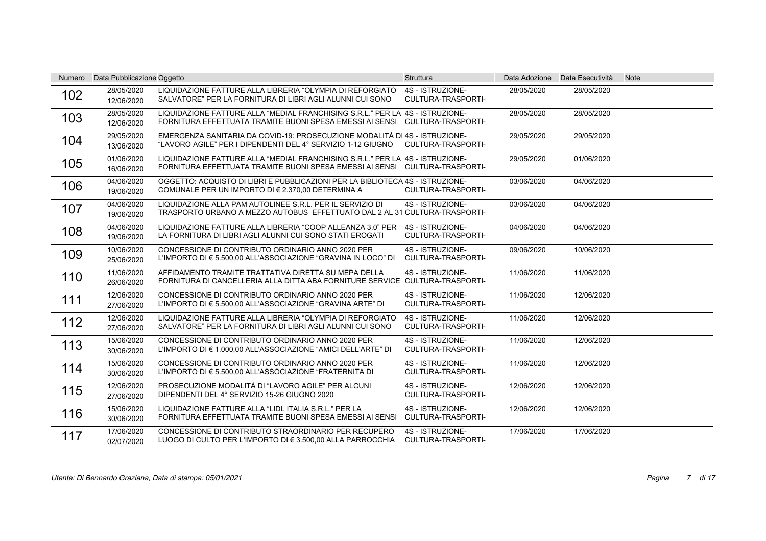| Numero | Data Pubblicazione | Oggetto | Struttura | Data Adozione | Data Esecutività | Note |
|---|---|---|---|---|---|---|
| 102 | 28/05/2020<br>12/06/2020 | LIQUIDAZIONE FATTURE ALLA LIBRERIA "OLYMPIA DI REFORGIATO SALVATORE" PER LA FORNITURA DI LIBRI AGLI ALUNNI CUI SONO | 4S - ISTRUZIONE-CULTURA-TRASPORTI- | 28/05/2020 | 28/05/2020 | |
| 103 | 28/05/2020<br>12/06/2020 | LIQUIDAZIONE FATTURE ALLA "MEDIAL FRANCHISING S.R.L." PER LA FORNITURA EFFETTUATA TRAMITE BUONI SPESA EMESSI AI SENSI | 4S - ISTRUZIONE-CULTURA-TRASPORTI- | 28/05/2020 | 28/05/2020 | |
| 104 | 29/05/2020<br>13/06/2020 | EMERGENZA SANITARIA DA COVID-19: PROSECUZIONE MODALITÀ DI "LAVORO AGILE" PER I DIPENDENTI DEL 4° SERVIZIO 1-12 GIUGNO | 4S - ISTRUZIONE-CULTURA-TRASPORTI- | 29/05/2020 | 29/05/2020 | |
| 105 | 01/06/2020<br>16/06/2020 | LIQUIDAZIONE FATTURE ALLA "MEDIAL FRANCHISING S.R.L." PER LA FORNITURA EFFETTUATA TRAMITE BUONI SPESA EMESSI AI SENSI | 4S - ISTRUZIONE-CULTURA-TRASPORTI- | 29/05/2020 | 01/06/2020 | |
| 106 | 04/06/2020<br>19/06/2020 | OGGETTO: ACQUISTO DI LIBRI E PUBBLICAZIONI PER LA BIBLIOTECA COMUNALE PER UN IMPORTO DI € 2.370,00 DETERMINA A | 4S - ISTRUZIONE-CULTURA-TRASPORTI- | 03/06/2020 | 04/06/2020 | |
| 107 | 04/06/2020<br>19/06/2020 | LIQUIDAZIONE ALLA PAM AUTOLINEE S.R.L. PER IL SERVIZIO DI TRASPORTO URBANO A MEZZO AUTOBUS EFFETTUATO DAL 2 AL 31 | 4S - ISTRUZIONE-CULTURA-TRASPORTI- | 03/06/2020 | 04/06/2020 | |
| 108 | 04/06/2020<br>19/06/2020 | LIQUIDAZIONE FATTURE ALLA LIBRERIA "COOP ALLEANZA 3.0" PER LA FORNITURA DI LIBRI AGLI ALUNNI CUI SONO STATI EROGATI | 4S - ISTRUZIONE-CULTURA-TRASPORTI- | 04/06/2020 | 04/06/2020 | |
| 109 | 10/06/2020<br>25/06/2020 | CONCESSIONE DI CONTRIBUTO ORDINARIO ANNO 2020 PER L'IMPORTO DI € 5.500,00 ALL'ASSOCIAZIONE "GRAVINA IN LOCO" DI | 4S - ISTRUZIONE-CULTURA-TRASPORTI- | 09/06/2020 | 10/06/2020 | |
| 110 | 11/06/2020<br>26/06/2020 | AFFIDAMENTO TRAMITE TRATTATIVA DIRETTA SU MEPA DELLA FORNITURA DI CANCELLERIA ALLA DITTA ABA FORNITURE SERVICE | 4S - ISTRUZIONE-CULTURA-TRASPORTI- | 11/06/2020 | 11/06/2020 | |
| 111 | 12/06/2020<br>27/06/2020 | CONCESSIONE DI CONTRIBUTO ORDINARIO ANNO 2020 PER L'IMPORTO DI € 5.500,00 ALL'ASSOCIAZIONE "GRAVINA ARTE" DI | 4S - ISTRUZIONE-CULTURA-TRASPORTI- | 11/06/2020 | 12/06/2020 | |
| 112 | 12/06/2020<br>27/06/2020 | LIQUIDAZIONE FATTURE ALLA LIBRERIA "OLYMPIA DI REFORGIATO SALVATORE" PER LA FORNITURA DI LIBRI AGLI ALUNNI CUI SONO | 4S - ISTRUZIONE-CULTURA-TRASPORTI- | 11/06/2020 | 12/06/2020 | |
| 113 | 15/06/2020<br>30/06/2020 | CONCESSIONE DI CONTRIBUTO ORDINARIO ANNO 2020 PER L'IMPORTO DI € 1.000,00 ALL'ASSOCIAZIONE "AMICI DELL'ARTE" DI | 4S - ISTRUZIONE-CULTURA-TRASPORTI- | 11/06/2020 | 12/06/2020 | |
| 114 | 15/06/2020<br>30/06/2020 | CONCESSIONE DI CONTRIBUTO ORDINARIO ANNO 2020 PER L'IMPORTO DI € 5.500,00 ALL'ASSOCIAZIONE "FRATERNITA DI | 4S - ISTRUZIONE-CULTURA-TRASPORTI- | 11/06/2020 | 12/06/2020 | |
| 115 | 12/06/2020<br>27/06/2020 | PROSECUZIONE MODALITÀ DI "LAVORO AGILE" PER ALCUNI DIPENDENTI DEL 4° SERVIZIO 15-26 GIUGNO 2020 | 4S - ISTRUZIONE-CULTURA-TRASPORTI- | 12/06/2020 | 12/06/2020 | |
| 116 | 15/06/2020<br>30/06/2020 | LIQUIDAZIONE FATTURE ALLA "LIDL ITALIA S.R.L." PER LA FORNITURA EFFETTUATA TRAMITE BUONI SPESA EMESSI AI SENSI | 4S - ISTRUZIONE-CULTURA-TRASPORTI- | 12/06/2020 | 12/06/2020 | |
| 117 | 17/06/2020<br>02/07/2020 | CONCESSIONE DI CONTRIBUTO STRAORDINARIO PER RECUPERO LUOGO DI CULTO PER L'IMPORTO DI € 3.500,00 ALLA PARROCCHIA | 4S - ISTRUZIONE-CULTURA-TRASPORTI- | 17/06/2020 | 17/06/2020 | |

*Utente: Di Bennardo Graziana, Data di stampa: 05/01/2021*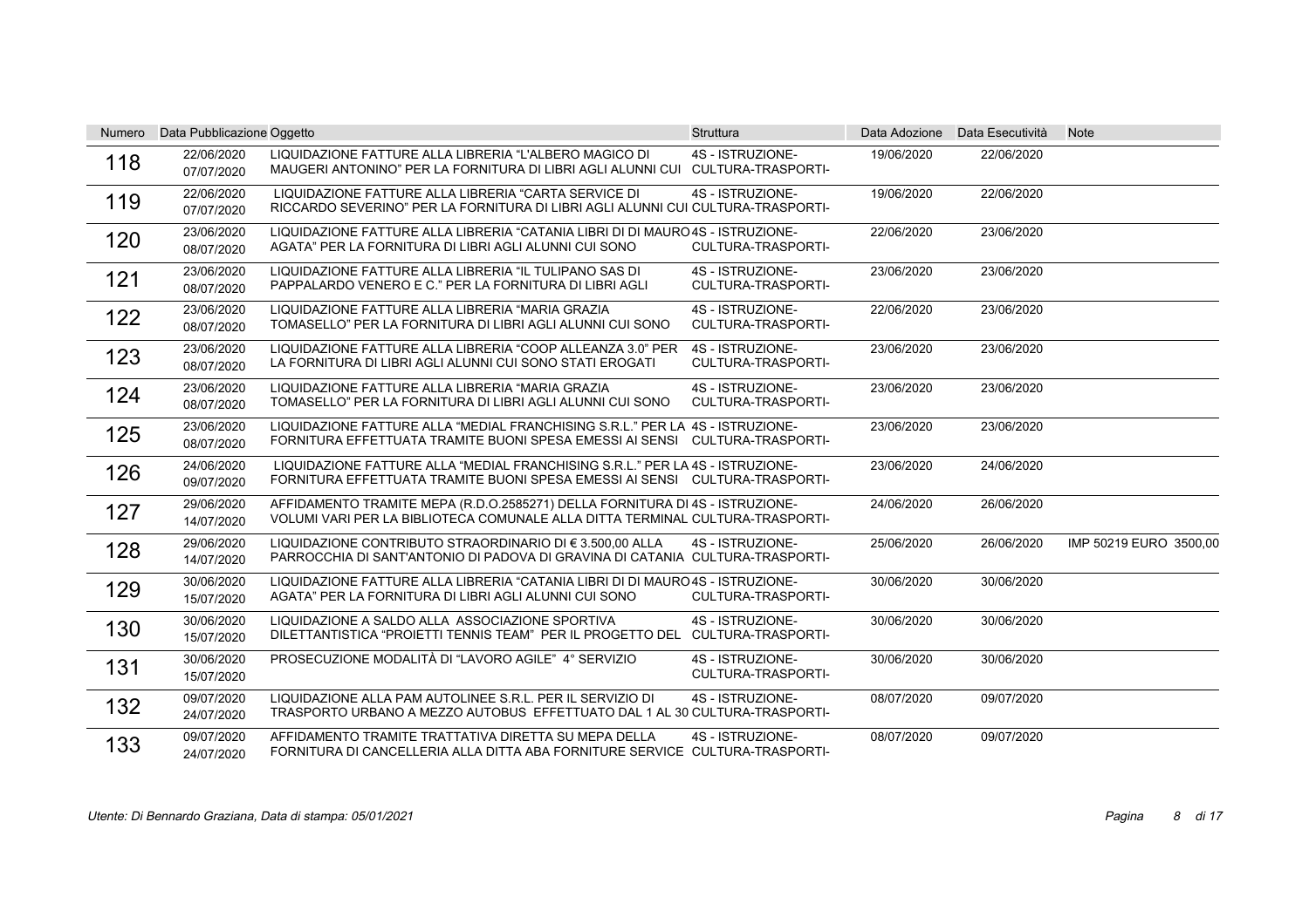| Numero | Data Pubblicazione | Oggetto | Struttura | Data Adozione | Data Esecutività | Note |
|---|---|---|---|---|---|---|
| 118 | 22/06/2020 07/07/2020 | LIQUIDAZIONE FATTURE ALLA LIBRERIA "L'ALBERO MAGICO DI MAUGERI ANTONINO" PER LA FORNITURA DI LIBRI AGLI ALUNNI CUI | 4S - ISTRUZIONE-CULTURA-TRASPORTI- | 19/06/2020 | 22/06/2020 | |
| 119 | 22/06/2020 07/07/2020 | LIQUIDAZIONE FATTURE ALLA LIBRERIA "CARTA SERVICE DI RICCARDO SEVERINO" PER LA FORNITURA DI LIBRI AGLI ALUNNI CUI | 4S - ISTRUZIONE-CULTURA-TRASPORTI- | 19/06/2020 | 22/06/2020 | |
| 120 | 23/06/2020 08/07/2020 | LIQUIDAZIONE FATTURE ALLA LIBRERIA "CATANIA LIBRI DI DI MAURO AGATA" PER LA FORNITURA DI LIBRI AGLI ALUNNI CUI SONO | 4S - ISTRUZIONE-CULTURA-TRASPORTI- | 22/06/2020 | 23/06/2020 | |
| 121 | 23/06/2020 08/07/2020 | LIQUIDAZIONE FATTURE ALLA LIBRERIA "IL TULIPANO SAS DI PAPPALARDO VENERO E C." PER LA FORNITURA DI LIBRI AGLI | 4S - ISTRUZIONE-CULTURA-TRASPORTI- | 23/06/2020 | 23/06/2020 | |
| 122 | 23/06/2020 08/07/2020 | LIQUIDAZIONE FATTURE ALLA LIBRERIA "MARIA GRAZIA TOMASELLO" PER LA FORNITURA DI LIBRI AGLI ALUNNI CUI SONO | 4S - ISTRUZIONE-CULTURA-TRASPORTI- | 22/06/2020 | 23/06/2020 | |
| 123 | 23/06/2020 08/07/2020 | LIQUIDAZIONE FATTURE ALLA LIBRERIA "COOP ALLEANZA 3.0" PER LA FORNITURA DI LIBRI AGLI ALUNNI CUI SONO STATI EROGATI | 4S - ISTRUZIONE-CULTURA-TRASPORTI- | 23/06/2020 | 23/06/2020 | |
| 124 | 23/06/2020 08/07/2020 | LIQUIDAZIONE FATTURE ALLA LIBRERIA "MARIA GRAZIA TOMASELLO" PER LA FORNITURA DI LIBRI AGLI ALUNNI CUI SONO | 4S - ISTRUZIONE-CULTURA-TRASPORTI- | 23/06/2020 | 23/06/2020 | |
| 125 | 23/06/2020 08/07/2020 | LIQUIDAZIONE FATTURE ALLA "MEDIAL FRANCHISING S.R.L." PER LA FORNITURA EFFETTUATA TRAMITE BUONI SPESA EMESSI AI SENSI | 4S - ISTRUZIONE-CULTURA-TRASPORTI- | 23/06/2020 | 23/06/2020 | |
| 126 | 24/06/2020 09/07/2020 | LIQUIDAZIONE FATTURE ALLA "MEDIAL FRANCHISING S.R.L." PER LA FORNITURA EFFETTUATA TRAMITE BUONI SPESA EMESSI AI SENSI | 4S - ISTRUZIONE-CULTURA-TRASPORTI- | 23/06/2020 | 24/06/2020 | |
| 127 | 29/06/2020 14/07/2020 | AFFIDAMENTO TRAMITE MEPA (R.D.O.2585271) DELLA FORNITURA DI VOLUMI VARI PER LA BIBLIOTECA COMUNALE ALLA DITTA TERMINAL | 4S - ISTRUZIONE-CULTURA-TRASPORTI- | 24/06/2020 | 26/06/2020 | |
| 128 | 29/06/2020 14/07/2020 | LIQUIDAZIONE CONTRIBUTO STRAORDINARIO DI € 3.500,00 ALLA PARROCCHIA DI SANT'ANTONIO DI PADOVA DI GRAVINA DI CATANIA | 4S - ISTRUZIONE-CULTURA-TRASPORTI- | 25/06/2020 | 26/06/2020 | IMP 50219 EURO 3500,00 |
| 129 | 30/06/2020 15/07/2020 | LIQUIDAZIONE FATTURE ALLA LIBRERIA "CATANIA LIBRI DI DI MAURO AGATA" PER LA FORNITURA DI LIBRI AGLI ALUNNI CUI SONO | 4S - ISTRUZIONE-CULTURA-TRASPORTI- | 30/06/2020 | 30/06/2020 | |
| 130 | 30/06/2020 15/07/2020 | LIQUIDAZIONE A SALDO ALLA ASSOCIAZIONE SPORTIVA DILETTANTISTICA "PROIETTI TENNIS TEAM" PER IL PROGETTO DEL | 4S - ISTRUZIONE-CULTURA-TRASPORTI- | 30/06/2020 | 30/06/2020 | |
| 131 | 30/06/2020 15/07/2020 | PROSECUZIONE MODALITÀ DI "LAVORO AGILE" 4° SERVIZIO | 4S - ISTRUZIONE-CULTURA-TRASPORTI- | 30/06/2020 | 30/06/2020 | |
| 132 | 09/07/2020 24/07/2020 | LIQUIDAZIONE ALLA PAM AUTOLINEE S.R.L. PER IL SERVIZIO DI TRASPORTO URBANO A MEZZO AUTOBUS EFFETTUATO DAL 1 AL 30 | 4S - ISTRUZIONE-CULTURA-TRASPORTI- | 08/07/2020 | 09/07/2020 | |
| 133 | 09/07/2020 24/07/2020 | AFFIDAMENTO TRAMITE TRATTATIVA DIRETTA SU MEPA DELLA FORNITURA DI CANCELLERIA ALLA DITTA ABA FORNITURE SERVICE | 4S - ISTRUZIONE-CULTURA-TRASPORTI- | 08/07/2020 | 09/07/2020 | |

*Utente: Di Bennardo Graziana, Data di stampa: 05/01/2021*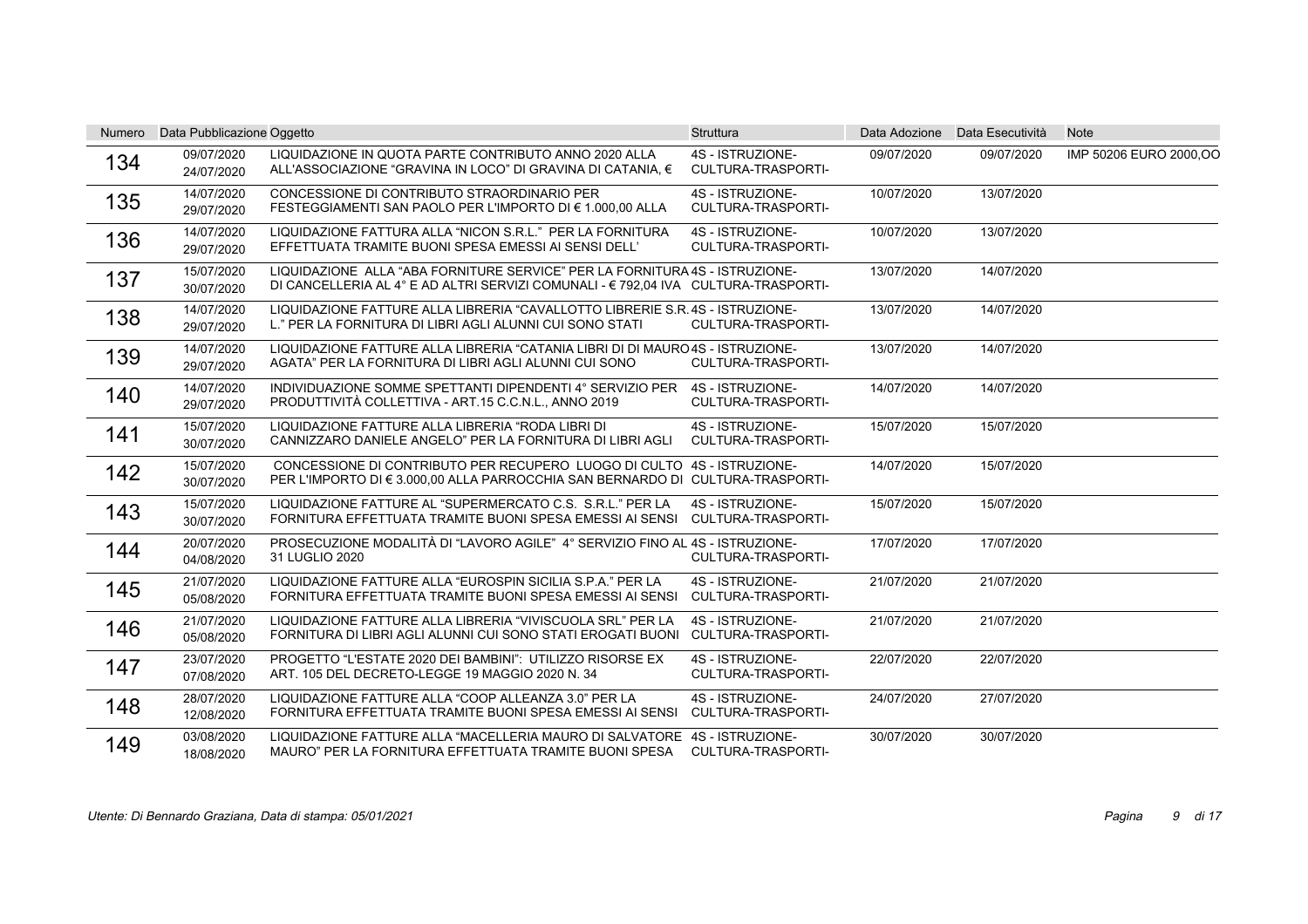| Numero | Data Pubblicazione | Oggetto | Struttura | Data Adozione | Data Esecutività | Note |
|---|---|---|---|---|---|---|
| 134 | 09/07/2020<br>24/07/2020 | LIQUIDAZIONE IN QUOTA PARTE CONTRIBUTO ANNO 2020 ALLA ALL'ASSOCIAZIONE "GRAVINA IN LOCO" DI GRAVINA DI CATANIA, € | 4S - ISTRUZIONE-CULTURA-TRASPORTI- | 09/07/2020 | 09/07/2020 | IMP 50206 EURO 2000,OO |
| 135 | 14/07/2020<br>29/07/2020 | CONCESSIONE DI CONTRIBUTO STRAORDINARIO PER FESTEGGIAMENTI SAN PAOLO PER L'IMPORTO DI € 1.000,00 ALLA | 4S - ISTRUZIONE-CULTURA-TRASPORTI- | 10/07/2020 | 13/07/2020 | |
| 136 | 14/07/2020<br>29/07/2020 | LIQUIDAZIONE FATTURA ALLA "NICON S.R.L." PER LA FORNITURA EFFETTUATA TRAMITE BUONI SPESA EMESSI AI SENSI DELL' | 4S - ISTRUZIONE-CULTURA-TRASPORTI- | 10/07/2020 | 13/07/2020 | |
| 137 | 15/07/2020<br>30/07/2020 | LIQUIDAZIONE ALLA "ABA FORNITURE SERVICE" PER LA FORNITURA DI CANCELLERIA AL 4° E AD ALTRI SERVIZI COMUNALI - € 792,04 IVA | 4S - ISTRUZIONE-CULTURA-TRASPORTI- | 13/07/2020 | 14/07/2020 | |
| 138 | 14/07/2020<br>29/07/2020 | LIQUIDAZIONE FATTURE ALLA LIBRERIA "CAVALLOTTO LIBRERIE S.R.L." PER LA FORNITURA DI LIBRI AGLI ALUNNI CUI SONO STATI | 4S - ISTRUZIONE-CULTURA-TRASPORTI- | 13/07/2020 | 14/07/2020 | |
| 139 | 14/07/2020<br>29/07/2020 | LIQUIDAZIONE FATTURE ALLA LIBRERIA "CATANIA LIBRI DI DI MAURO AGATA" PER LA FORNITURA DI LIBRI AGLI ALUNNI CUI SONO | 4S - ISTRUZIONE-CULTURA-TRASPORTI- | 13/07/2020 | 14/07/2020 | |
| 140 | 14/07/2020<br>29/07/2020 | INDIVIDUAZIONE SOMME SPETTANTI DIPENDENTI 4° SERVIZIO PER PRODUTTIVITÀ COLLETTIVA - ART.15 C.C.N.L., ANNO 2019 | 4S - ISTRUZIONE-CULTURA-TRASPORTI- | 14/07/2020 | 14/07/2020 | |
| 141 | 15/07/2020<br>30/07/2020 | LIQUIDAZIONE FATTURE ALLA LIBRERIA "RODA LIBRI DI CANNIZZARO DANIELE ANGELO" PER LA FORNITURA DI LIBRI AGLI | 4S - ISTRUZIONE-CULTURA-TRASPORTI- | 15/07/2020 | 15/07/2020 | |
| 142 | 15/07/2020<br>30/07/2020 | CONCESSIONE DI CONTRIBUTO PER RECUPERO LUOGO DI CULTO PER L'IMPORTO DI € 3.000,00 ALLA PARROCCHIA SAN BERNARDO DI | 4S - ISTRUZIONE-CULTURA-TRASPORTI- | 14/07/2020 | 15/07/2020 | |
| 143 | 15/07/2020<br>30/07/2020 | LIQUIDAZIONE FATTURE AL "SUPERMERCATO C.S. S.R.L." PER LA FORNITURA EFFETTUATA TRAMITE BUONI SPESA EMESSI AI SENSI | 4S - ISTRUZIONE-CULTURA-TRASPORTI- | 15/07/2020 | 15/07/2020 | |
| 144 | 20/07/2020<br>04/08/2020 | PROSECUZIONE MODALITÀ DI "LAVORO AGILE" 4° SERVIZIO FINO AL 31 LUGLIO 2020 | 4S - ISTRUZIONE-CULTURA-TRASPORTI- | 17/07/2020 | 17/07/2020 | |
| 145 | 21/07/2020<br>05/08/2020 | LIQUIDAZIONE FATTURE ALLA "EUROSPIN SICILIA S.P.A." PER LA FORNITURA EFFETTUATA TRAMITE BUONI SPESA EMESSI AI SENSI | 4S - ISTRUZIONE-CULTURA-TRASPORTI- | 21/07/2020 | 21/07/2020 | |
| 146 | 21/07/2020<br>05/08/2020 | LIQUIDAZIONE FATTURE ALLA LIBRERIA "VIVISCUOLA SRL" PER LA FORNITURA DI LIBRI AGLI ALUNNI CUI SONO STATI EROGATI BUONI | 4S - ISTRUZIONE-CULTURA-TRASPORTI- | 21/07/2020 | 21/07/2020 | |
| 147 | 23/07/2020<br>07/08/2020 | PROGETTO "L'ESTATE 2020 DEI BAMBINI": UTILIZZO RISORSE EX ART. 105 DEL DECRETO-LEGGE 19 MAGGIO 2020 N. 34 | 4S - ISTRUZIONE-CULTURA-TRASPORTI- | 22/07/2020 | 22/07/2020 | |
| 148 | 28/07/2020<br>12/08/2020 | LIQUIDAZIONE FATTURE ALLA "COOP ALLEANZA 3.0" PER LA FORNITURA EFFETTUATA TRAMITE BUONI SPESA EMESSI AI SENSI | 4S - ISTRUZIONE-CULTURA-TRASPORTI- | 24/07/2020 | 27/07/2020 | |
| 149 | 03/08/2020<br>18/08/2020 | LIQUIDAZIONE FATTURE ALLA "MACELLERIA MAURO DI SALVATORE MAURO" PER LA FORNITURA EFFETTUATA TRAMITE BUONI SPESA | 4S - ISTRUZIONE-CULTURA-TRASPORTI- | 30/07/2020 | 30/07/2020 | |

*Utente: Di Bennardo Graziana, Data di stampa: 05/01/2021*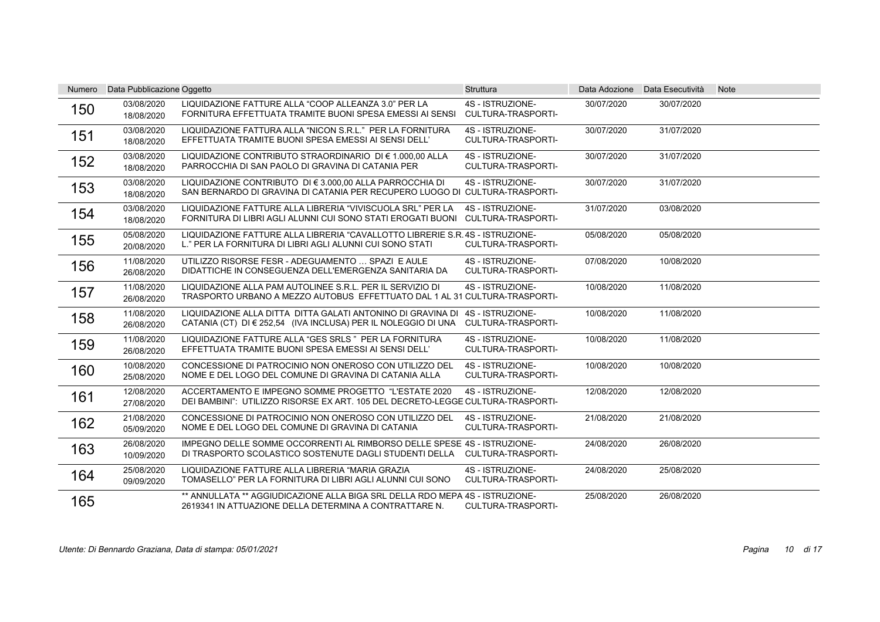| Numero | Data Pubblicazione | Oggetto | Struttura | Data Adozione | Data Esecutività | Note |
|---|---|---|---|---|---|---|
| 150 | 03/08/2020 18/08/2020 | LIQUIDAZIONE FATTURE ALLA "COOP ALLEANZA 3.0" PER LA FORNITURA EFFETTUATA TRAMITE BUONI SPESA EMESSI AI SENSI | 4S - ISTRUZIONE-CULTURA-TRASPORTI- | 30/07/2020 | 30/07/2020 | |
| 151 | 03/08/2020 18/08/2020 | LIQUIDAZIONE FATTURA ALLA "NICON S.R.L." PER LA FORNITURA EFFETTUATA TRAMITE BUONI SPESA EMESSI AI SENSI DELL' | 4S - ISTRUZIONE-CULTURA-TRASPORTI- | 30/07/2020 | 31/07/2020 | |
| 152 | 03/08/2020 18/08/2020 | LIQUIDAZIONE CONTRIBUTO STRAORDINARIO DI € 1.000,00 ALLA PARROCCHIA DI SAN PAOLO DI GRAVINA DI CATANIA PER | 4S - ISTRUZIONE-CULTURA-TRASPORTI- | 30/07/2020 | 31/07/2020 | |
| 153 | 03/08/2020 18/08/2020 | LIQUIDAZIONE CONTRIBUTO DI € 3.000,00 ALLA PARROCCHIA DI SAN BERNARDO DI GRAVINA DI CATANIA PER RECUPERO LUOGO DI | 4S - ISTRUZIONE-CULTURA-TRASPORTI- | 30/07/2020 | 31/07/2020 | |
| 154 | 03/08/2020 18/08/2020 | LIQUIDAZIONE FATTURE ALLA LIBRERIA "VIVISCUOLA SRL" PER LA FORNITURA DI LIBRI AGLI ALUNNI CUI SONO STATI EROGATI BUONI | 4S - ISTRUZIONE-CULTURA-TRASPORTI- | 31/07/2020 | 03/08/2020 | |
| 155 | 05/08/2020 20/08/2020 | LIQUIDAZIONE FATTURE ALLA LIBRERIA "CAVALLOTTO LIBRERIE S.R.L." PER LA FORNITURA DI LIBRI AGLI ALUNNI CUI SONO STATI | 4S - ISTRUZIONE-CULTURA-TRASPORTI- | 05/08/2020 | 05/08/2020 | |
| 156 | 11/08/2020 26/08/2020 | UTILIZZO RISORSE FESR - ADEGUAMENTO … SPAZI E AULE DIDATTICHE IN CONSEGUENZA DELL'EMERGENZA SANITARIA DA | 4S - ISTRUZIONE-CULTURA-TRASPORTI- | 07/08/2020 | 10/08/2020 | |
| 157 | 11/08/2020 26/08/2020 | LIQUIDAZIONE ALLA PAM AUTOLINEE S.R.L. PER IL SERVIZIO DI TRASPORTO URBANO A MEZZO AUTOBUS EFFETTUATO DAL 1 AL 31 | 4S - ISTRUZIONE-CULTURA-TRASPORTI- | 10/08/2020 | 11/08/2020 | |
| 158 | 11/08/2020 26/08/2020 | LIQUIDAZIONE ALLA DITTA DITTA GALATI ANTONINO DI GRAVINA DI CATANIA (CT) DI € 252,54 (IVA INCLUSA) PER IL NOLEGGIO DI UNA | 4S - ISTRUZIONE-CULTURA-TRASPORTI- | 10/08/2020 | 11/08/2020 | |
| 159 | 11/08/2020 26/08/2020 | LIQUIDAZIONE FATTURE ALLA "GES SRLS " PER LA FORNITURA EFFETTUATA TRAMITE BUONI SPESA EMESSI AI SENSI DELL' | 4S - ISTRUZIONE-CULTURA-TRASPORTI- | 10/08/2020 | 11/08/2020 | |
| 160 | 10/08/2020 25/08/2020 | CONCESSIONE DI PATROCINIO NON ONEROSO CON UTILIZZO DEL NOME E DEL LOGO DEL COMUNE DI GRAVINA DI CATANIA ALLA | 4S - ISTRUZIONE-CULTURA-TRASPORTI- | 10/08/2020 | 10/08/2020 | |
| 161 | 12/08/2020 27/08/2020 | ACCERTAMENTO E IMPEGNO SOMME PROGETTO "L'ESTATE 2020 DEI BAMBINI": UTILIZZO RISORSE EX ART. 105 DEL DECRETO-LEGGE | 4S - ISTRUZIONE-CULTURA-TRASPORTI- | 12/08/2020 | 12/08/2020 | |
| 162 | 21/08/2020 05/09/2020 | CONCESSIONE DI PATROCINIO NON ONEROSO CON UTILIZZO DEL NOME E DEL LOGO DEL COMUNE DI GRAVINA DI CATANIA | 4S - ISTRUZIONE-CULTURA-TRASPORTI- | 21/08/2020 | 21/08/2020 | |
| 163 | 26/08/2020 10/09/2020 | IMPEGNO DELLE SOMME OCCORRENTI AL RIMBORSO DELLE SPESE DI TRASPORTO SCOLASTICO SOSTENUTE DAGLI STUDENTI DELLA | 4S - ISTRUZIONE-CULTURA-TRASPORTI- | 24/08/2020 | 26/08/2020 | |
| 164 | 25/08/2020 09/09/2020 | LIQUIDAZIONE FATTURE ALLA LIBRERIA "MARIA GRAZIA TOMASELLO" PER LA FORNITURA DI LIBRI AGLI ALUNNI CUI SONO | 4S - ISTRUZIONE-CULTURA-TRASPORTI- | 24/08/2020 | 25/08/2020 | |
| 165 | | ** ANNULLATA ** AGGIUDICAZIONE ALLA BIGA SRL DELLA RDO MEPA 2619341 IN ATTUAZIONE DELLA DETERMINA A CONTRATTARE N. | 4S - ISTRUZIONE-CULTURA-TRASPORTI- | 25/08/2020 | 26/08/2020 | |

*Utente: Di Bennardo Graziana, Data di stampa: 05/01/2021*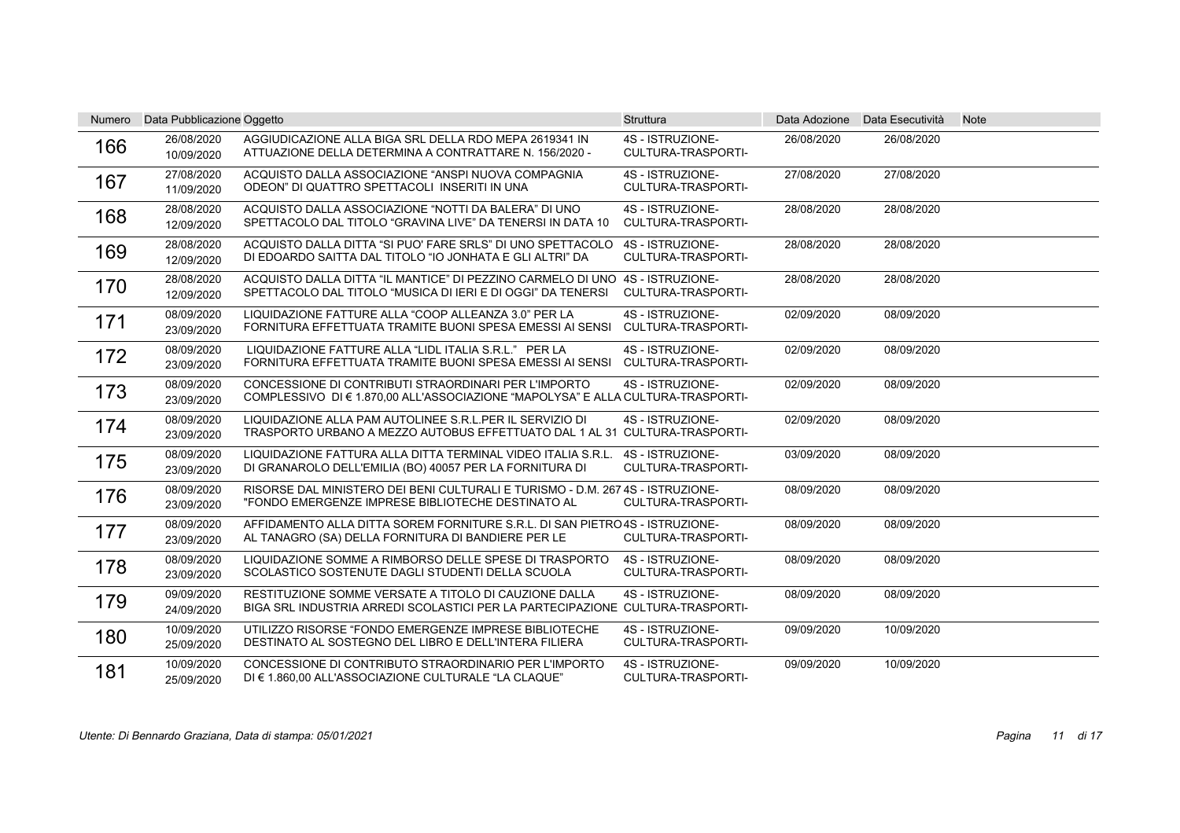| Numero | Data Pubblicazione | Oggetto | Struttura | Data Adozione | Data Esecutività | Note |
|---|---|---|---|---|---|---|
| 166 | 26/08/2020<br>10/09/2020 | AGGIUDICAZIONE ALLA BIGA SRL DELLA RDO MEPA 2619341 IN ATTUAZIONE DELLA DETERMINA A CONTRATTARE N. 156/2020 - | 4S - ISTRUZIONE-CULTURA-TRASPORTI- | 26/08/2020 | 26/08/2020 | |
| 167 | 27/08/2020<br>11/09/2020 | ACQUISTO DALLA ASSOCIAZIONE "ANSPI NUOVA COMPAGNIA ODEON" DI QUATTRO SPETTACOLI INSERITI IN UNA | 4S - ISTRUZIONE-CULTURA-TRASPORTI- | 27/08/2020 | 27/08/2020 | |
| 168 | 28/08/2020<br>12/09/2020 | ACQUISTO DALLA ASSOCIAZIONE "NOTTI DA BALERA" DI UNO SPETTACOLO DAL TITOLO "GRAVINA LIVE" DA TENERSI IN DATA 10 | 4S - ISTRUZIONE-CULTURA-TRASPORTI- | 28/08/2020 | 28/08/2020 | |
| 169 | 28/08/2020<br>12/09/2020 | ACQUISTO DALLA DITTA "SI PUO' FARE SRLS" DI UNO SPETTACOLO DI EDOARDO SAITTA DAL TITOLO "IO JONHATA E GLI ALTRI" DA | 4S - ISTRUZIONE-CULTURA-TRASPORTI- | 28/08/2020 | 28/08/2020 | |
| 170 | 28/08/2020<br>12/09/2020 | ACQUISTO DALLA DITTA "IL MANTICE" DI PEZZINO CARMELO DI UNO SPETTACOLO DAL TITOLO "MUSICA DI IERI E DI OGGI" DA TENERSI | 4S - ISTRUZIONE-CULTURA-TRASPORTI- | 28/08/2020 | 28/08/2020 | |
| 171 | 08/09/2020<br>23/09/2020 | LIQUIDAZIONE FATTURE ALLA "COOP ALLEANZA 3.0" PER LA FORNITURA EFFETTUATA TRAMITE BUONI SPESA EMESSI AI SENSI | 4S - ISTRUZIONE-CULTURA-TRASPORTI- | 02/09/2020 | 08/09/2020 | |
| 172 | 08/09/2020<br>23/09/2020 | LIQUIDAZIONE FATTURE ALLA "LIDL ITALIA S.R.L." PER LA FORNITURA EFFETTUATA TRAMITE BUONI SPESA EMESSI AI SENSI | 4S - ISTRUZIONE-CULTURA-TRASPORTI- | 02/09/2020 | 08/09/2020 | |
| 173 | 08/09/2020<br>23/09/2020 | CONCESSIONE DI CONTRIBUTI STRAORDINARI PER L'IMPORTO COMPLESSIVO DI € 1.870,00 ALL'ASSOCIAZIONE "MAPOLYSA" E ALLA | 4S - ISTRUZIONE-CULTURA-TRASPORTI- | 02/09/2020 | 08/09/2020 | |
| 174 | 08/09/2020<br>23/09/2020 | LIQUIDAZIONE ALLA PAM AUTOLINEE S.R.L.PER IL SERVIZIO DI TRASPORTO URBANO A MEZZO AUTOBUS EFFETTUATO DAL 1 AL 31 | 4S - ISTRUZIONE-CULTURA-TRASPORTI- | 02/09/2020 | 08/09/2020 | |
| 175 | 08/09/2020<br>23/09/2020 | LIQUIDAZIONE FATTURA ALLA DITTA TERMINAL VIDEO ITALIA S.R.L. DI GRANAROLO DELL'EMILIA (BO) 40057 PER LA FORNITURA DI | 4S - ISTRUZIONE-CULTURA-TRASPORTI- | 03/09/2020 | 08/09/2020 | |
| 176 | 08/09/2020<br>23/09/2020 | RISORSE DAL MINISTERO DEI BENI CULTURALI E TURISMO - D.M. 267 "FONDO EMERGENZE IMPRESE BIBLIOTECHE DESTINATO AL | 4S - ISTRUZIONE-CULTURA-TRASPORTI- | 08/09/2020 | 08/09/2020 | |
| 177 | 08/09/2020<br>23/09/2020 | AFFIDAMENTO ALLA DITTA SOREM FORNITURE S.R.L. DI SAN PIETRO AL TANAGRO (SA) DELLA FORNITURA DI BANDIERE PER LE | 4S - ISTRUZIONE-CULTURA-TRASPORTI- | 08/09/2020 | 08/09/2020 | |
| 178 | 08/09/2020<br>23/09/2020 | LIQUIDAZIONE SOMME A RIMBORSO DELLE SPESE DI TRASPORTO SCOLASTICO SOSTENUTE DAGLI STUDENTI DELLA SCUOLA | 4S - ISTRUZIONE-CULTURA-TRASPORTI- | 08/09/2020 | 08/09/2020 | |
| 179 | 09/09/2020<br>24/09/2020 | RESTITUZIONE SOMME VERSATE A TITOLO DI CAUZIONE DALLA BIGA SRL INDUSTRIA ARREDI SCOLASTICI PER LA PARTECIPAZIONE | 4S - ISTRUZIONE-CULTURA-TRASPORTI- | 08/09/2020 | 08/09/2020 | |
| 180 | 10/09/2020<br>25/09/2020 | UTILIZZO RISORSE "FONDO EMERGENZE IMPRESE BIBLIOTECHE DESTINATO AL SOSTEGNO DEL LIBRO E DELL'INTERA FILIERA | 4S - ISTRUZIONE-CULTURA-TRASPORTI- | 09/09/2020 | 10/09/2020 | |
| 181 | 10/09/2020<br>25/09/2020 | CONCESSIONE DI CONTRIBUTO STRAORDINARIO PER L'IMPORTO DI € 1.860,00 ALL'ASSOCIAZIONE CULTURALE "LA CLAQUE" | 4S - ISTRUZIONE-CULTURA-TRASPORTI- | 09/09/2020 | 10/09/2020 | |

*Utente: Di Bennardo Graziana, Data di stampa: 05/01/2021*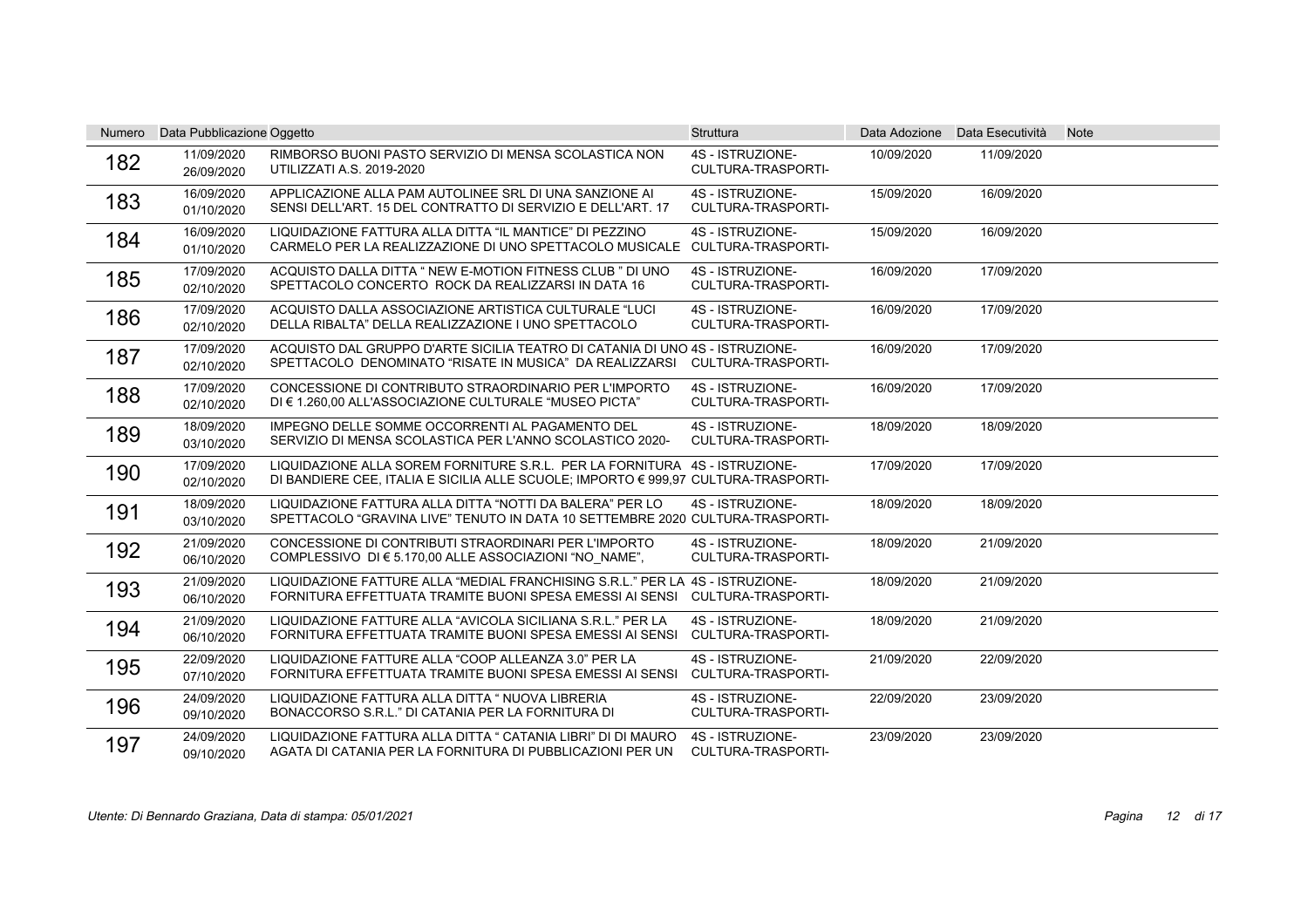| Numero | Data Pubblicazione | Oggetto | Struttura | Data Adozione | Data Esecutività | Note |
|---|---|---|---|---|---|---|
| 182 | 11/09/2020 26/09/2020 | RIMBORSO BUONI PASTO SERVIZIO DI MENSA SCOLASTICA NON UTILIZZATI A.S. 2019-2020 | 4S - ISTRUZIONE-CULTURA-TRASPORTI- | 10/09/2020 | 11/09/2020 | |
| 183 | 16/09/2020 01/10/2020 | APPLICAZIONE ALLA PAM AUTOLINEE SRL DI UNA SANZIONE AI SENSI DELL'ART. 15 DEL CONTRATTO DI SERVIZIO E DELL'ART. 17 | 4S - ISTRUZIONE-CULTURA-TRASPORTI- | 15/09/2020 | 16/09/2020 | |
| 184 | 16/09/2020 01/10/2020 | LIQUIDAZIONE FATTURA ALLA DITTA "IL MANTICE" DI PEZZINO CARMELO PER LA REALIZZAZIONE DI UNO SPETTACOLO MUSICALE | 4S - ISTRUZIONE-CULTURA-TRASPORTI- | 15/09/2020 | 16/09/2020 | |
| 185 | 17/09/2020 02/10/2020 | ACQUISTO DALLA DITTA " NEW E-MOTION FITNESS CLUB " DI UNO SPETTACOLO CONCERTO ROCK DA REALIZZARSI IN DATA 16 | 4S - ISTRUZIONE-CULTURA-TRASPORTI- | 16/09/2020 | 17/09/2020 | |
| 186 | 17/09/2020 02/10/2020 | ACQUISTO DALLA ASSOCIAZIONE ARTISTICA CULTURALE "LUCI DELLA RIBALTA" DELLA REALIZZAZIONE I UNO SPETTACOLO | 4S - ISTRUZIONE-CULTURA-TRASPORTI- | 16/09/2020 | 17/09/2020 | |
| 187 | 17/09/2020 02/10/2020 | ACQUISTO DAL GRUPPO D'ARTE SICILIA TEATRO DI CATANIA DI UNO SPETTACOLO DENOMINATO "RISATE IN MUSICA" DA REALIZZARSI | 4S - ISTRUZIONE-CULTURA-TRASPORTI- | 16/09/2020 | 17/09/2020 | |
| 188 | 17/09/2020 02/10/2020 | CONCESSIONE DI CONTRIBUTO STRAORDINARIO PER L'IMPORTO DI € 1.260,00 ALL'ASSOCIAZIONE CULTURALE "MUSEO PICTA" | 4S - ISTRUZIONE-CULTURA-TRASPORTI- | 16/09/2020 | 17/09/2020 | |
| 189 | 18/09/2020 03/10/2020 | IMPEGNO DELLE SOMME OCCORRENTI AL PAGAMENTO DEL SERVIZIO DI MENSA SCOLASTICA PER L'ANNO SCOLASTICO 2020- | 4S - ISTRUZIONE-CULTURA-TRASPORTI- | 18/09/2020 | 18/09/2020 | |
| 190 | 17/09/2020 02/10/2020 | LIQUIDAZIONE ALLA SOREM FORNITURE S.R.L. PER LA FORNITURA DI BANDIERE CEE, ITALIA E SICILIA ALLE SCUOLE; IMPORTO € 999,97 | 4S - ISTRUZIONE-CULTURA-TRASPORTI- | 17/09/2020 | 17/09/2020 | |
| 191 | 18/09/2020 03/10/2020 | LIQUIDAZIONE FATTURA ALLA DITTA "NOTTI DA BALERA" PER LO SPETTACOLO "GRAVINA LIVE" TENUTO IN DATA 10 SETTEMBRE 2020 | 4S - ISTRUZIONE-CULTURA-TRASPORTI- | 18/09/2020 | 18/09/2020 | |
| 192 | 21/09/2020 06/10/2020 | CONCESSIONE DI CONTRIBUTI STRAORDINARI PER L'IMPORTO COMPLESSIVO DI € 5.170,00 ALLE ASSOCIAZIONI "NO_NAME", | 4S - ISTRUZIONE-CULTURA-TRASPORTI- | 18/09/2020 | 21/09/2020 | |
| 193 | 21/09/2020 06/10/2020 | LIQUIDAZIONE FATTURE ALLA "MEDIAL FRANCHISING S.R.L." PER LA FORNITURA EFFETTUATA TRAMITE BUONI SPESA EMESSI AI SENSI | 4S - ISTRUZIONE-CULTURA-TRASPORTI- | 18/09/2020 | 21/09/2020 | |
| 194 | 21/09/2020 06/10/2020 | LIQUIDAZIONE FATTURE ALLA "AVICOLA SICILIANA S.R.L." PER LA FORNITURA EFFETTUATA TRAMITE BUONI SPESA EMESSI AI SENSI | 4S - ISTRUZIONE-CULTURA-TRASPORTI- | 18/09/2020 | 21/09/2020 | |
| 195 | 22/09/2020 07/10/2020 | LIQUIDAZIONE FATTURE ALLA "COOP ALLEANZA 3.0" PER LA FORNITURA EFFETTUATA TRAMITE BUONI SPESA EMESSI AI SENSI | 4S - ISTRUZIONE-CULTURA-TRASPORTI- | 21/09/2020 | 22/09/2020 | |
| 196 | 24/09/2020 09/10/2020 | LIQUIDAZIONE FATTURA ALLA DITTA " NUOVA LIBRERIA BONACCORSO S.R.L." DI CATANIA PER LA FORNITURA DI | 4S - ISTRUZIONE-CULTURA-TRASPORTI- | 22/09/2020 | 23/09/2020 | |
| 197 | 24/09/2020 09/10/2020 | LIQUIDAZIONE FATTURA ALLA DITTA " CATANIA LIBRI" DI DI MAURO AGATA DI CATANIA PER LA FORNITURA DI PUBBLICAZIONI PER UN | 4S - ISTRUZIONE-CULTURA-TRASPORTI- | 23/09/2020 | 23/09/2020 | |

*Utente: Di Bennardo Graziana, Data di stampa: 05/01/2021*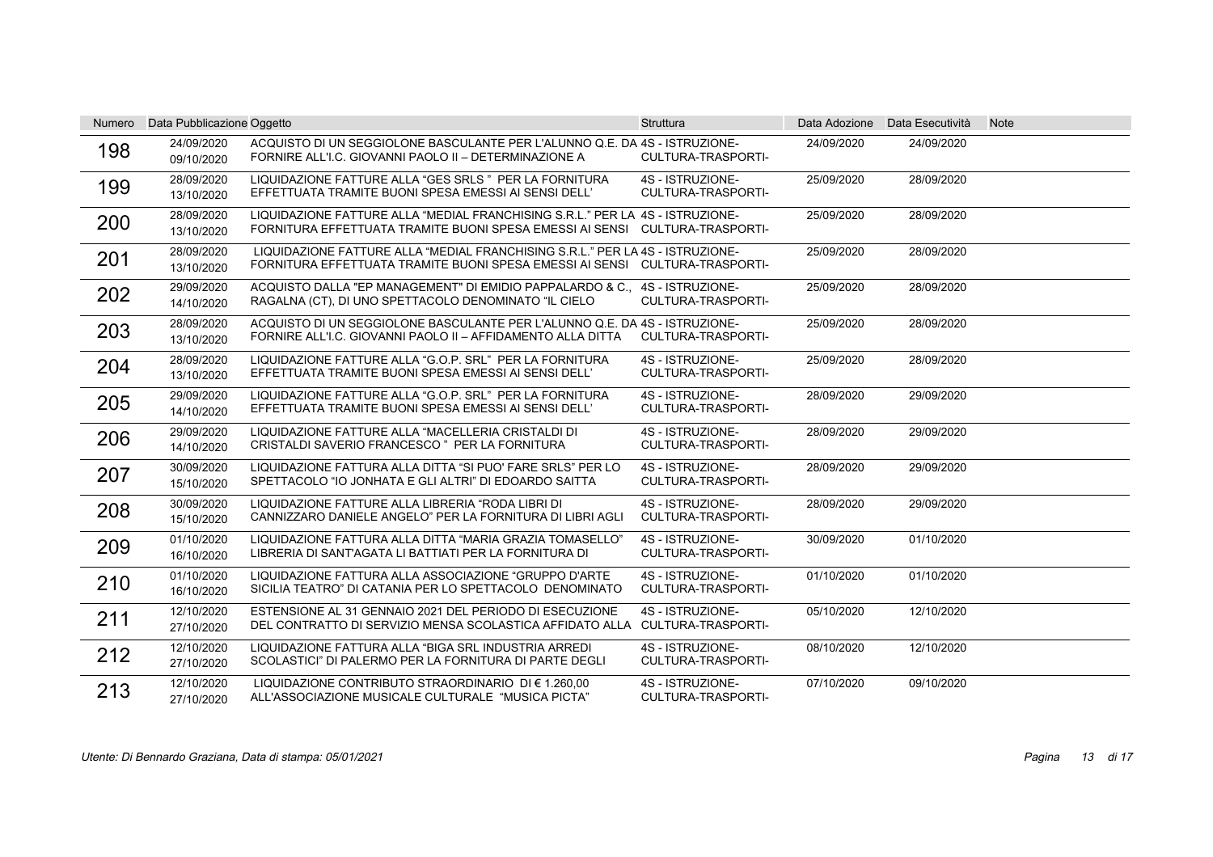| Numero | Data Pubblicazione | Oggetto | Struttura | Data Adozione | Data Esecutività | Note |
|---|---|---|---|---|---|---|
| 198 | 24/09/2020<br>09/10/2020 | ACQUISTO DI UN SEGGIOLONE BASCULANTE PER L'ALUNNO Q.E. DA FORNIRE ALL'I.C. GIOVANNI PAOLO II – DETERMINAZIONE A | 4S - ISTRUZIONE-CULTURA-TRASPORTI- | 24/09/2020 | 24/09/2020 | |
| 199 | 28/09/2020<br>13/10/2020 | LIQUIDAZIONE FATTURE ALLA "GES SRLS " PER LA FORNITURA EFFETTUATA TRAMITE BUONI SPESA EMESSI AI SENSI DELL' | 4S - ISTRUZIONE-CULTURA-TRASPORTI- | 25/09/2020 | 28/09/2020 | |
| 200 | 28/09/2020<br>13/10/2020 | LIQUIDAZIONE FATTURE ALLA "MEDIAL FRANCHISING S.R.L." PER LA FORNITURA EFFETTUATA TRAMITE BUONI SPESA EMESSI AI SENSI | 4S - ISTRUZIONE-CULTURA-TRASPORTI- | 25/09/2020 | 28/09/2020 | |
| 201 | 28/09/2020<br>13/10/2020 | LIQUIDAZIONE FATTURE ALLA "MEDIAL FRANCHISING S.R.L." PER LA FORNITURA EFFETTUATA TRAMITE BUONI SPESA EMESSI AI SENSI | 4S - ISTRUZIONE-CULTURA-TRASPORTI- | 25/09/2020 | 28/09/2020 | |
| 202 | 29/09/2020<br>14/10/2020 | ACQUISTO DALLA "EP MANAGEMENT" DI EMIDIO PAPPALARDO & C., RAGALNA (CT), DI UNO SPETTACOLO DENOMINATO "IL CIELO | 4S - ISTRUZIONE-CULTURA-TRASPORTI- | 25/09/2020 | 28/09/2020 | |
| 203 | 28/09/2020<br>13/10/2020 | ACQUISTO DI UN SEGGIOLONE BASCULANTE PER L'ALUNNO Q.E. DA FORNIRE ALL'I.C. GIOVANNI PAOLO II – AFFIDAMENTO ALLA DITTA | 4S - ISTRUZIONE-CULTURA-TRASPORTI- | 25/09/2020 | 28/09/2020 | |
| 204 | 28/09/2020<br>13/10/2020 | LIQUIDAZIONE FATTURE ALLA "G.O.P. SRL" PER LA FORNITURA EFFETTUATA TRAMITE BUONI SPESA EMESSI AI SENSI DELL' | 4S - ISTRUZIONE-CULTURA-TRASPORTI- | 25/09/2020 | 28/09/2020 | |
| 205 | 29/09/2020<br>14/10/2020 | LIQUIDAZIONE FATTURE ALLA "G.O.P. SRL" PER LA FORNITURA EFFETTUATA TRAMITE BUONI SPESA EMESSI AI SENSI DELL' | 4S - ISTRUZIONE-CULTURA-TRASPORTI- | 28/09/2020 | 29/09/2020 | |
| 206 | 29/09/2020<br>14/10/2020 | LIQUIDAZIONE FATTURE ALLA "MACELLERIA CRISTALDI DI CRISTALDI SAVERIO FRANCESCO " PER LA FORNITURA | 4S - ISTRUZIONE-CULTURA-TRASPORTI- | 28/09/2020 | 29/09/2020 | |
| 207 | 30/09/2020<br>15/10/2020 | LIQUIDAZIONE FATTURA ALLA DITTA "SI PUO' FARE SRLS" PER LO SPETTACOLO "IO JONHATA E GLI ALTRI" DI EDOARDO SAITTA | 4S - ISTRUZIONE-CULTURA-TRASPORTI- | 28/09/2020 | 29/09/2020 | |
| 208 | 30/09/2020<br>15/10/2020 | LIQUIDAZIONE FATTURE ALLA LIBRERIA "RODA LIBRI DI CANNIZZARO DANIELE ANGELO" PER LA FORNITURA DI LIBRI AGLI | 4S - ISTRUZIONE-CULTURA-TRASPORTI- | 28/09/2020 | 29/09/2020 | |
| 209 | 01/10/2020<br>16/10/2020 | LIQUIDAZIONE FATTURA ALLA DITTA "MARIA GRAZIA TOMASELLO" LIBRERIA DI SANT'AGATA LI BATTIATI PER LA FORNITURA DI | 4S - ISTRUZIONE-CULTURA-TRASPORTI- | 30/09/2020 | 01/10/2020 | |
| 210 | 01/10/2020<br>16/10/2020 | LIQUIDAZIONE FATTURA ALLA ASSOCIAZIONE "GRUPPO D'ARTE SICILIA TEATRO" DI CATANIA PER LO SPETTACOLO DENOMINATO | 4S - ISTRUZIONE-CULTURA-TRASPORTI- | 01/10/2020 | 01/10/2020 | |
| 211 | 12/10/2020<br>27/10/2020 | ESTENSIONE AL 31 GENNAIO 2021 DEL PERIODO DI ESECUZIONE DEL CONTRATTO DI SERVIZIO MENSA SCOLASTICA AFFIDATO ALLA | 4S - ISTRUZIONE-CULTURA-TRASPORTI- | 05/10/2020 | 12/10/2020 | |
| 212 | 12/10/2020<br>27/10/2020 | LIQUIDAZIONE FATTURA ALLA "BIGA SRL INDUSTRIA ARREDI SCOLASTICI" DI PALERMO PER LA FORNITURA DI PARTE DEGLI | 4S - ISTRUZIONE-CULTURA-TRASPORTI- | 08/10/2020 | 12/10/2020 | |
| 213 | 12/10/2020<br>27/10/2020 | LIQUIDAZIONE CONTRIBUTO STRAORDINARIO DI € 1.260,00 ALL'ASSOCIAZIONE MUSICALE CULTURALE "MUSICA PICTA" | 4S - ISTRUZIONE-CULTURA-TRASPORTI- | 07/10/2020 | 09/10/2020 | |

*Utente: Di Bennardo Graziana, Data di stampa: 05/01/2021*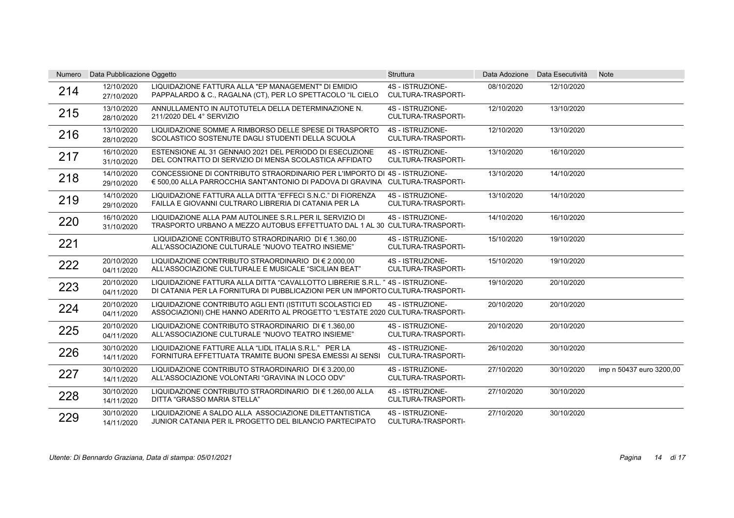| Numero | Data Pubblicazione | Oggetto | Struttura | Data Adozione | Data Esecutività | Note |
|---|---|---|---|---|---|---|
| 214 | 12/10/2020<br>27/10/2020 | LIQUIDAZIONE FATTURA ALLA "EP MANAGEMENT" DI EMIDIO PAPPALARDO & C., RAGALNA (CT), PER LO SPETTACOLO "IL CIELO | 4S - ISTRUZIONE-CULTURA-TRASPORTI- | 08/10/2020 | 12/10/2020 | |
| 215 | 13/10/2020<br>28/10/2020 | ANNULLAMENTO IN AUTOTUTELA DELLA DETERMINAZIONE N. 211/2020 DEL 4° SERVIZIO | 4S - ISTRUZIONE-CULTURA-TRASPORTI- | 12/10/2020 | 13/10/2020 | |
| 216 | 13/10/2020<br>28/10/2020 | LIQUIDAZIONE SOMME A RIMBORSO DELLE SPESE DI TRASPORTO SCOLASTICO SOSTENUTE DAGLI STUDENTI DELLA SCUOLA | 4S - ISTRUZIONE-CULTURA-TRASPORTI- | 12/10/2020 | 13/10/2020 | |
| 217 | 16/10/2020<br>31/10/2020 | ESTENSIONE AL 31 GENNAIO 2021 DEL PERIODO DI ESECUZIONE DEL CONTRATTO DI SERVIZIO DI MENSA SCOLASTICA AFFIDATO | 4S - ISTRUZIONE-CULTURA-TRASPORTI- | 13/10/2020 | 16/10/2020 | |
| 218 | 14/10/2020<br>29/10/2020 | CONCESSIONE DI CONTRIBUTO STRAORDINARIO PER L'IMPORTO DI € 500,00 ALLA PARROCCHIA SANT'ANTONIO DI PADOVA DI GRAVINA | 4S - ISTRUZIONE-CULTURA-TRASPORTI- | 13/10/2020 | 14/10/2020 | |
| 219 | 14/10/2020<br>29/10/2020 | LIQUIDAZIONE FATTURA ALLA DITTA "EFFECI S.N.C." DI FIORENZA FAILLA E GIOVANNI CULTRARO LIBRERIA DI CATANIA PER LA | 4S - ISTRUZIONE-CULTURA-TRASPORTI- | 13/10/2020 | 14/10/2020 | |
| 220 | 16/10/2020<br>31/10/2020 | LIQUIDAZIONE ALLA PAM AUTOLINEE S.R.L.PER IL SERVIZIO DI TRASPORTO URBANO A MEZZO AUTOBUS EFFETTUATO DAL 1 AL 30 | 4S - ISTRUZIONE-CULTURA-TRASPORTI- | 14/10/2020 | 16/10/2020 | |
| 221 | | LIQUIDAZIONE CONTRIBUTO STRAORDINARIO DI € 1.360,00 ALL'ASSOCIAZIONE CULTURALE "NUOVO TEATRO INSIEME" | 4S - ISTRUZIONE-CULTURA-TRASPORTI- | 15/10/2020 | 19/10/2020 | |
| 222 | 20/10/2020<br>04/11/2020 | LIQUIDAZIONE CONTRIBUTO STRAORDINARIO DI € 2.000,00 ALL'ASSOCIAZIONE CULTURALE E MUSICALE "SICILIAN BEAT" | 4S - ISTRUZIONE-CULTURA-TRASPORTI- | 15/10/2020 | 19/10/2020 | |
| 223 | 20/10/2020<br>04/11/2020 | LIQUIDAZIONE FATTURA ALLA DITTA "CAVALLOTTO LIBRERIE S.R.L. " DI CATANIA PER LA FORNITURA DI PUBBLICAZIONI PER UN IMPORTO | 4S - ISTRUZIONE-CULTURA-TRASPORTI- | 19/10/2020 | 20/10/2020 | |
| 224 | 20/10/2020<br>04/11/2020 | LIQUIDAZIONE CONTRIBUTO AGLI ENTI (ISTITUTI SCOLASTICI ED ASSOCIAZIONI) CHE HANNO ADERITO AL PROGETTO "L'ESTATE 2020 | 4S - ISTRUZIONE-CULTURA-TRASPORTI- | 20/10/2020 | 20/10/2020 | |
| 225 | 20/10/2020<br>04/11/2020 | LIQUIDAZIONE CONTRIBUTO STRAORDINARIO DI € 1.360,00 ALL'ASSOCIAZIONE CULTURALE "NUOVO TEATRO INSIEME" | 4S - ISTRUZIONE-CULTURA-TRASPORTI- | 20/10/2020 | 20/10/2020 | |
| 226 | 30/10/2020<br>14/11/2020 | LIQUIDAZIONE FATTURE ALLA "LIDL ITALIA S.R.L." PER LA FORNITURA EFFETTUATA TRAMITE BUONI SPESA EMESSI AI SENSI | 4S - ISTRUZIONE-CULTURA-TRASPORTI- | 26/10/2020 | 30/10/2020 | |
| 227 | 30/10/2020<br>14/11/2020 | LIQUIDAZIONE CONTRIBUTO STRAORDINARIO DI € 3.200,00 ALL'ASSOCIAZIONE VOLONTARI "GRAVINA IN LOCO ODV" | 4S - ISTRUZIONE-CULTURA-TRASPORTI- | 27/10/2020 | 30/10/2020 | imp n 50437 euro 3200,00 |
| 228 | 30/10/2020<br>14/11/2020 | LIQUIDAZIONE CONTRIBUTO STRAORDINARIO DI € 1.260,00 ALLA DITTA "GRASSO MARIA STELLA" | 4S - ISTRUZIONE-CULTURA-TRASPORTI- | 27/10/2020 | 30/10/2020 | |
| 229 | 30/10/2020<br>14/11/2020 | LIQUIDAZIONE A SALDO ALLA ASSOCIAZIONE DILETTANTISTICA JUNIOR CATANIA PER IL PROGETTO DEL BILANCIO PARTECIPATO | 4S - ISTRUZIONE-CULTURA-TRASPORTI- | 27/10/2020 | 30/10/2020 | |

*Utente: Di Bennardo Graziana, Data di stampa: 05/01/2021*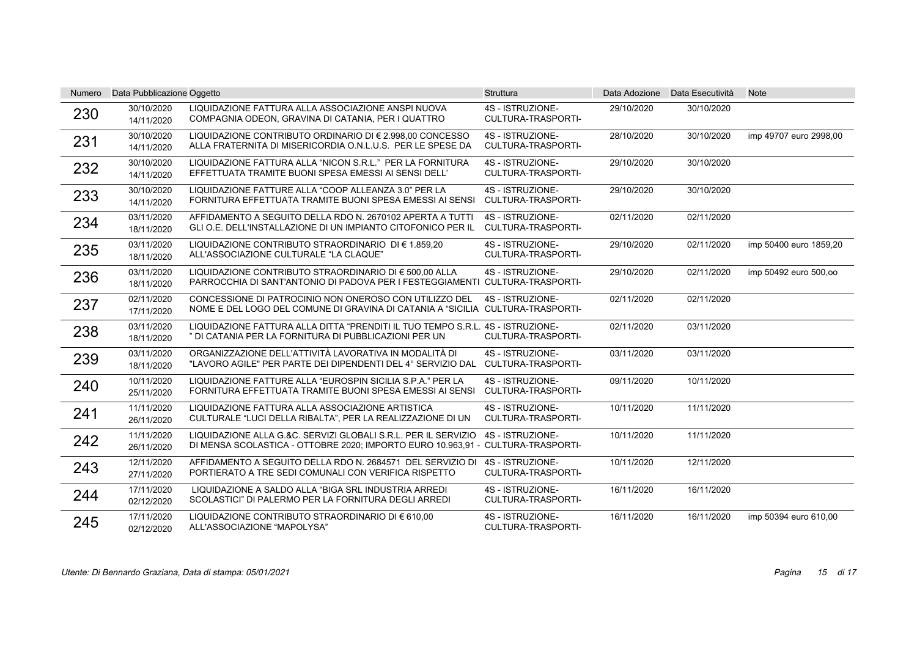| Numero | Data Pubblicazione | Oggetto | Struttura | Data Adozione | Data Esecutività | Note |
| --- | --- | --- | --- | --- | --- | --- |
| 230 | 30/10/2020 14/11/2020 | LIQUIDAZIONE FATTURA ALLA ASSOCIAZIONE ANSPI NUOVA COMPAGNIA ODEON, GRAVINA DI CATANIA, PER I QUATTRO | 4S - ISTRUZIONE-CULTURA-TRASPORTI- | 29/10/2020 | 30/10/2020 | |
| 231 | 30/10/2020 14/11/2020 | LIQUIDAZIONE CONTRIBUTO ORDINARIO DI € 2.998,00 CONCESSO ALLA FRATERNITA DI MISERICORDIA O.N.L.U.S. PER LE SPESE DA | 4S - ISTRUZIONE-CULTURA-TRASPORTI- | 28/10/2020 | 30/10/2020 | imp 49707 euro 2998,00 |
| 232 | 30/10/2020 14/11/2020 | LIQUIDAZIONE FATTURA ALLA "NICON S.R.L." PER LA FORNITURA EFFETTUATA TRAMITE BUONI SPESA EMESSI AI SENSI DELL' | 4S - ISTRUZIONE-CULTURA-TRASPORTI- | 29/10/2020 | 30/10/2020 | |
| 233 | 30/10/2020 14/11/2020 | LIQUIDAZIONE FATTURE ALLA "COOP ALLEANZA 3.0" PER LA FORNITURA EFFETTUATA TRAMITE BUONI SPESA EMESSI AI SENSI | 4S - ISTRUZIONE-CULTURA-TRASPORTI- | 29/10/2020 | 30/10/2020 | |
| 234 | 03/11/2020 18/11/2020 | AFFIDAMENTO A SEGUITO DELLA RDO N. 2670102 APERTA A TUTTI GLI O.E. DELL'INSTALLAZIONE DI UN IMPIANTO CITOFONICO PER IL | 4S - ISTRUZIONE-CULTURA-TRASPORTI- | 02/11/2020 | 02/11/2020 | |
| 235 | 03/11/2020 18/11/2020 | LIQUIDAZIONE CONTRIBUTO STRAORDINARIO DI € 1.859,20 ALL'ASSOCIAZIONE CULTURALE "LA CLAQUE" | 4S - ISTRUZIONE-CULTURA-TRASPORTI- | 29/10/2020 | 02/11/2020 | imp 50400 euro 1859,20 |
| 236 | 03/11/2020 18/11/2020 | LIQUIDAZIONE CONTRIBUTO STRAORDINARIO DI € 500,00 ALLA PARROCCHIA DI SANT'ANTONIO DI PADOVA PER I FESTEGGIAMENTI | 4S - ISTRUZIONE-CULTURA-TRASPORTI- | 29/10/2020 | 02/11/2020 | imp 50492 euro 500,oo |
| 237 | 02/11/2020 17/11/2020 | CONCESSIONE DI PATROCINIO NON ONEROSO CON UTILIZZO DEL NOME E DEL LOGO DEL COMUNE DI GRAVINA DI CATANIA A "SICILIA | 4S - ISTRUZIONE-CULTURA-TRASPORTI- | 02/11/2020 | 02/11/2020 | |
| 238 | 03/11/2020 18/11/2020 | LIQUIDAZIONE FATTURA ALLA DITTA "PRENDITI IL TUO TEMPO S.R.L. " DI CATANIA PER LA FORNITURA DI PUBBLICAZIONI PER UN | 4S - ISTRUZIONE-CULTURA-TRASPORTI- | 02/11/2020 | 03/11/2020 | |
| 239 | 03/11/2020 18/11/2020 | ORGANIZZAZIONE DELL'ATTIVITÀ LAVORATIVA IN MODALITÀ DI "LAVORO AGILE" PER PARTE DEI DIPENDENTI DEL 4° SERVIZIO DAL | 4S - ISTRUZIONE-CULTURA-TRASPORTI- | 03/11/2020 | 03/11/2020 | |
| 240 | 10/11/2020 25/11/2020 | LIQUIDAZIONE FATTURE ALLA "EUROSPIN SICILIA S.P.A." PER LA FORNITURA EFFETTUATA TRAMITE BUONI SPESA EMESSI AI SENSI | 4S - ISTRUZIONE-CULTURA-TRASPORTI- | 09/11/2020 | 10/11/2020 | |
| 241 | 11/11/2020 26/11/2020 | LIQUIDAZIONE FATTURA ALLA ASSOCIAZIONE ARTISTICA CULTURALE "LUCI DELLA RIBALTA", PER LA REALIZZAZIONE DI UN | 4S - ISTRUZIONE-CULTURA-TRASPORTI- | 10/11/2020 | 11/11/2020 | |
| 242 | 11/11/2020 26/11/2020 | LIQUIDAZIONE ALLA G.&C. SERVIZI GLOBALI S.R.L. PER IL SERVIZIO DI MENSA SCOLASTICA - OTTOBRE 2020; IMPORTO EURO 10.963,91 - | 4S - ISTRUZIONE-CULTURA-TRASPORTI- | 10/11/2020 | 11/11/2020 | |
| 243 | 12/11/2020 27/11/2020 | AFFIDAMENTO A SEGUITO DELLA RDO N. 2684571 DEL SERVIZIO DI PORTIERATO A TRE SEDI COMUNALI CON VERIFICA RISPETTO | 4S - ISTRUZIONE-CULTURA-TRASPORTI- | 10/11/2020 | 12/11/2020 | |
| 244 | 17/11/2020 02/12/2020 | LIQUIDAZIONE A SALDO ALLA "BIGA SRL INDUSTRIA ARREDI SCOLASTICI" DI PALERMO PER LA FORNITURA DEGLI ARREDI | 4S - ISTRUZIONE-CULTURA-TRASPORTI- | 16/11/2020 | 16/11/2020 | |
| 245 | 17/11/2020 02/12/2020 | LIQUIDAZIONE CONTRIBUTO STRAORDINARIO DI € 610,00 ALL'ASSOCIAZIONE "MAPOLYSA" | 4S - ISTRUZIONE-CULTURA-TRASPORTI- | 16/11/2020 | 16/11/2020 | imp 50394 euro 610,00 |

*Utente: Di Bennardo Graziana, Data di stampa: 05/01/2021*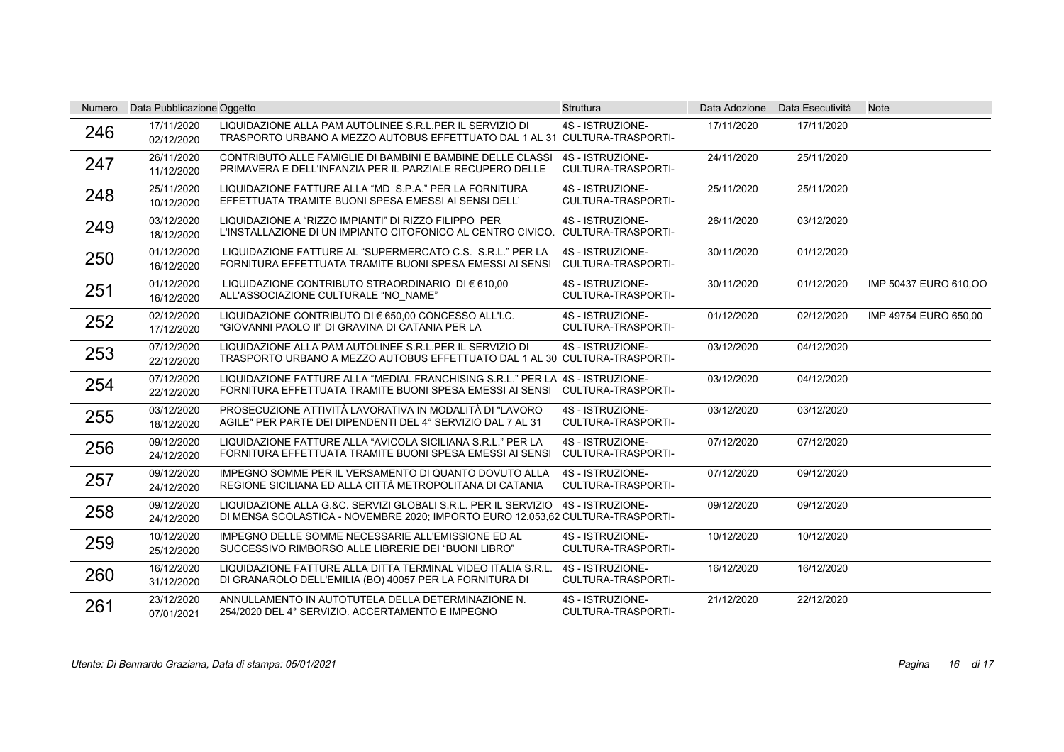| Numero | Data Pubblicazione | Oggetto | Struttura | Data Adozione | Data Esecutività | Note |
|---|---|---|---|---|---|---|
| 246 | 17/11/2020 02/12/2020 | LIQUIDAZIONE ALLA PAM AUTOLINEE S.R.L.PER IL SERVIZIO DI TRASPORTO URBANO A MEZZO AUTOBUS EFFETTUATO DAL 1 AL 31 | 4S - ISTRUZIONE-CULTURA-TRASPORTI- | 17/11/2020 | 17/11/2020 | |
| 247 | 26/11/2020 11/12/2020 | CONTRIBUTO ALLE FAMIGLIE DI BAMBINI E BAMBINE DELLE CLASSI PRIMAVERA E DELL'INFANZIA PER IL PARZIALE RECUPERO DELLE | 4S - ISTRUZIONE-CULTURA-TRASPORTI- | 24/11/2020 | 25/11/2020 | |
| 248 | 25/11/2020 10/12/2020 | LIQUIDAZIONE FATTURE ALLA "MD S.P.A." PER LA FORNITURA EFFETTUATA TRAMITE BUONI SPESA EMESSI AI SENSI DELL' | 4S - ISTRUZIONE-CULTURA-TRASPORTI- | 25/11/2020 | 25/11/2020 | |
| 249 | 03/12/2020 18/12/2020 | LIQUIDAZIONE A "RIZZO IMPIANTI" DI RIZZO FILIPPO PER L'INSTALLAZIONE DI UN IMPIANTO CITOFONICO AL CENTRO CIVICO. | 4S - ISTRUZIONE-CULTURA-TRASPORTI- | 26/11/2020 | 03/12/2020 | |
| 250 | 01/12/2020 16/12/2020 | LIQUIDAZIONE FATTURE AL "SUPERMERCATO C.S. S.R.L." PER LA FORNITURA EFFETTUATA TRAMITE BUONI SPESA EMESSI AI SENSI | 4S - ISTRUZIONE-CULTURA-TRASPORTI- | 30/11/2020 | 01/12/2020 | |
| 251 | 01/12/2020 16/12/2020 | LIQUIDAZIONE CONTRIBUTO STRAORDINARIO DI € 610,00 ALL'ASSOCIAZIONE CULTURALE "NO_NAME" | 4S - ISTRUZIONE-CULTURA-TRASPORTI- | 30/11/2020 | 01/12/2020 | IMP 50437 EURO 610,OO |
| 252 | 02/12/2020 17/12/2020 | LIQUIDAZIONE CONTRIBUTO DI € 650,00 CONCESSO ALL'I.C. "GIOVANNI PAOLO II" DI GRAVINA DI CATANIA PER LA | 4S - ISTRUZIONE-CULTURA-TRASPORTI- | 01/12/2020 | 02/12/2020 | IMP 49754 EURO 650,00 |
| 253 | 07/12/2020 22/12/2020 | LIQUIDAZIONE ALLA PAM AUTOLINEE S.R.L.PER IL SERVIZIO DI TRASPORTO URBANO A MEZZO AUTOBUS EFFETTUATO DAL 1 AL 30 | 4S - ISTRUZIONE-CULTURA-TRASPORTI- | 03/12/2020 | 04/12/2020 | |
| 254 | 07/12/2020 22/12/2020 | LIQUIDAZIONE FATTURE ALLA "MEDIAL FRANCHISING S.R.L." PER LA FORNITURA EFFETTUATA TRAMITE BUONI SPESA EMESSI AI SENSI | 4S - ISTRUZIONE-CULTURA-TRASPORTI- | 03/12/2020 | 04/12/2020 | |
| 255 | 03/12/2020 18/12/2020 | PROSECUZIONE ATTIVITÀ LAVORATIVA IN MODALITÀ DI "LAVORO AGILE" PER PARTE DEI DIPENDENTI DEL 4° SERVIZIO DAL 7 AL 31 | 4S - ISTRUZIONE-CULTURA-TRASPORTI- | 03/12/2020 | 03/12/2020 | |
| 256 | 09/12/2020 24/12/2020 | LIQUIDAZIONE FATTURE ALLA "AVICOLA SICILIANA S.R.L." PER LA FORNITURA EFFETTUATA TRAMITE BUONI SPESA EMESSI AI SENSI | 4S - ISTRUZIONE-CULTURA-TRASPORTI- | 07/12/2020 | 07/12/2020 | |
| 257 | 09/12/2020 24/12/2020 | IMPEGNO SOMME PER IL VERSAMENTO DI QUANTO DOVUTO ALLA REGIONE SICILIANA ED ALLA CITTÀ METROPOLITANA DI CATANIA | 4S - ISTRUZIONE-CULTURA-TRASPORTI- | 07/12/2020 | 09/12/2020 | |
| 258 | 09/12/2020 24/12/2020 | LIQUIDAZIONE ALLA G.&C. SERVIZI GLOBALI S.R.L. PER IL SERVIZIO DI MENSA SCOLASTICA - NOVEMBRE 2020; IMPORTO EURO 12.053,62 | 4S - ISTRUZIONE-CULTURA-TRASPORTI- | 09/12/2020 | 09/12/2020 | |
| 259 | 10/12/2020 25/12/2020 | IMPEGNO DELLE SOMME NECESSARIE ALL'EMISSIONE ED AL SUCCESSIVO RIMBORSO ALLE LIBRERIE DEI "BUONI LIBRO" | 4S - ISTRUZIONE-CULTURA-TRASPORTI- | 10/12/2020 | 10/12/2020 | |
| 260 | 16/12/2020 31/12/2020 | LIQUIDAZIONE FATTURE ALLA DITTA TERMINAL VIDEO ITALIA S.R.L. DI GRANAROLO DELL'EMILIA (BO) 40057 PER LA FORNITURA DI | 4S - ISTRUZIONE-CULTURA-TRASPORTI- | 16/12/2020 | 16/12/2020 | |
| 261 | 23/12/2020 07/01/2021 | ANNULLAMENTO IN AUTOTUTELA DELLA DETERMINAZIONE N. 254/2020 DEL 4° SERVIZIO. ACCERTAMENTO E IMPEGNO | 4S - ISTRUZIONE-CULTURA-TRASPORTI- | 21/12/2020 | 22/12/2020 | |

*Utente: Di Bennardo Graziana, Data di stampa: 05/01/2021*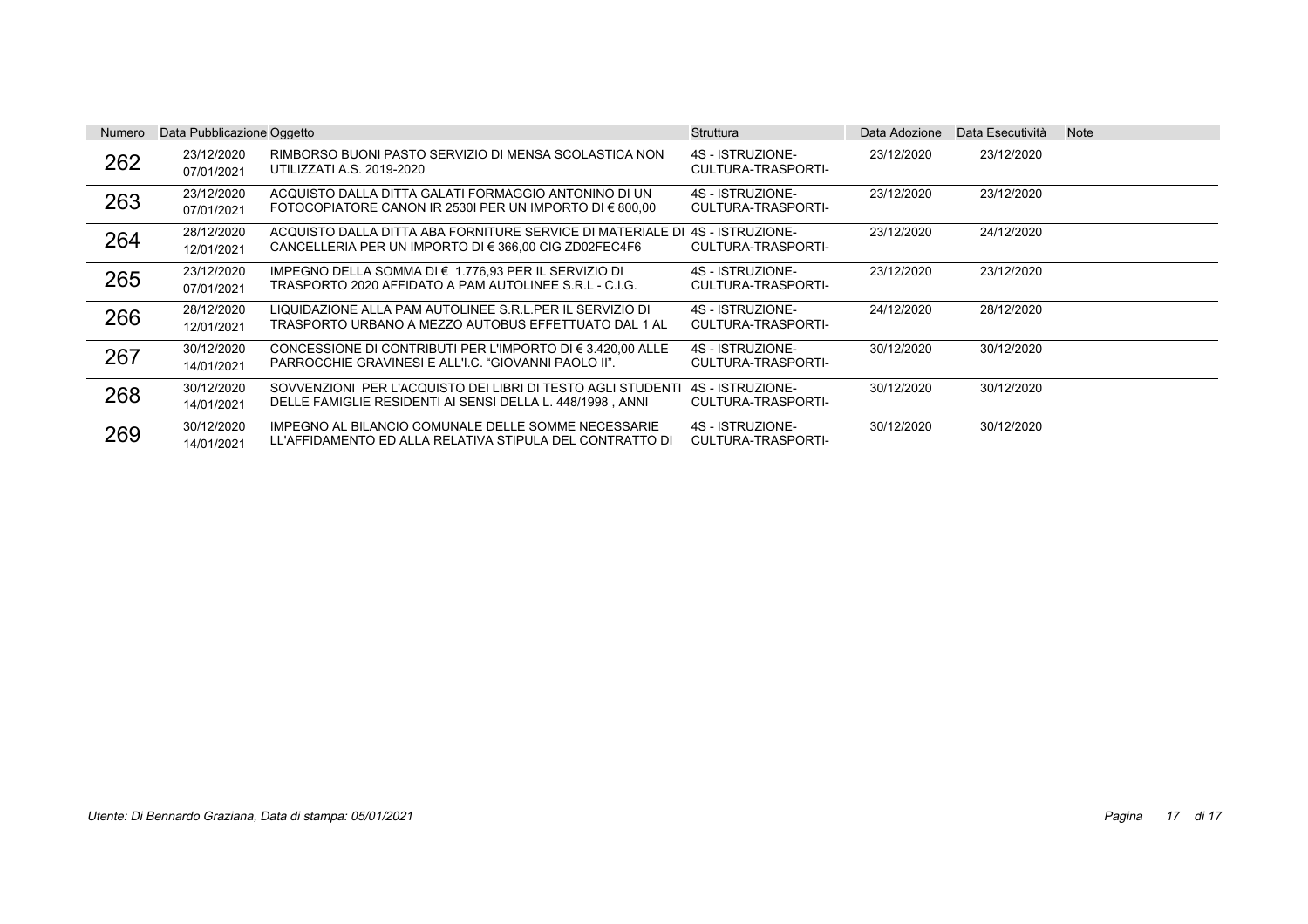| Numero | Data Pubblicazione | Oggetto | Struttura | Data Adozione | Data Esecutività | Note |
|---|---|---|---|---|---|---|
| 262 | 23/12/2020<br>07/01/2021 | RIMBORSO BUONI PASTO SERVIZIO DI MENSA SCOLASTICA NON UTILIZZATI A.S. 2019-2020 | 4S - ISTRUZIONE-CULTURA-TRASPORTI- | 23/12/2020 | 23/12/2020 | |
| 263 | 23/12/2020<br>07/01/2021 | ACQUISTO DALLA DITTA GALATI FORMAGGIO ANTONINO DI UN FOTOCOPIATORE CANON IR 2530I PER UN IMPORTO DI € 800,00 | 4S - ISTRUZIONE-CULTURA-TRASPORTI- | 23/12/2020 | 23/12/2020 | |
| 264 | 28/12/2020<br>12/01/2021 | ACQUISTO DALLA DITTA ABA FORNITURE SERVICE DI MATERIALE DI CANCELLERIA PER UN IMPORTO DI € 366,00 CIG ZD02FEC4F6 | 4S - ISTRUZIONE-CULTURA-TRASPORTI- | 23/12/2020 | 24/12/2020 | |
| 265 | 23/12/2020<br>07/01/2021 | IMPEGNO DELLA SOMMA DI € 1.776,93 PER IL SERVIZIO DI TRASPORTO 2020 AFFIDATO A PAM AUTOLINEE S.R.L - C.I.G. | 4S - ISTRUZIONE-CULTURA-TRASPORTI- | 23/12/2020 | 23/12/2020 | |
| 266 | 28/12/2020<br>12/01/2021 | LIQUIDAZIONE ALLA PAM AUTOLINEE S.R.L.PER IL SERVIZIO DI TRASPORTO URBANO A MEZZO AUTOBUS EFFETTUATO DAL 1 AL | 4S - ISTRUZIONE-CULTURA-TRASPORTI- | 24/12/2020 | 28/12/2020 | |
| 267 | 30/12/2020<br>14/01/2021 | CONCESSIONE DI CONTRIBUTI PER L'IMPORTO DI € 3.420,00 ALLE PARROCCHIE GRAVINESI E ALL'I.C. "GIOVANNI PAOLO II". | 4S - ISTRUZIONE-CULTURA-TRASPORTI- | 30/12/2020 | 30/12/2020 | |
| 268 | 30/12/2020<br>14/01/2021 | SOVVENZIONI PER L'ACQUISTO DEI LIBRI DI TESTO AGLI STUDENTI DELLE FAMIGLIE RESIDENTI AI SENSI DELLA L. 448/1998 , ANNI | 4S - ISTRUZIONE-CULTURA-TRASPORTI- | 30/12/2020 | 30/12/2020 | |
| 269 | 30/12/2020<br>14/01/2021 | IMPEGNO AL BILANCIO COMUNALE DELLE SOMME NECESSARIE LL'AFFIDAMENTO ED ALLA RELATIVA STIPULA DEL CONTRATTO DI | 4S - ISTRUZIONE-CULTURA-TRASPORTI- | 30/12/2020 | 30/12/2020 | |

*Utente: Di Bennardo Graziana, Data di stampa: 05/01/2021*